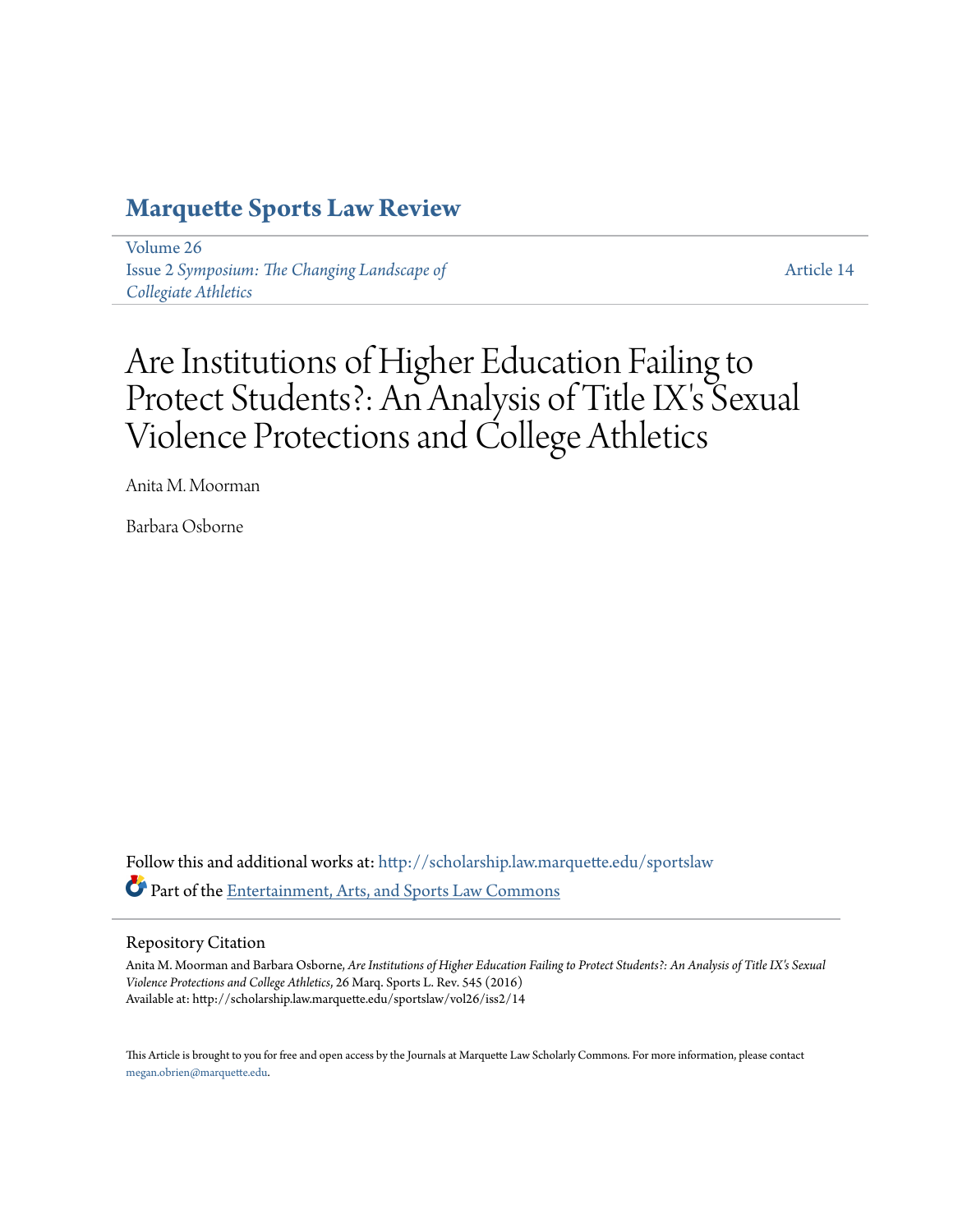# Marquette Sports Law Review

Volume 26
Issue 2 *Symposium: The Changing Landscape of Collegiate Athletics*

Article 14

# Are Institutions of Higher Education Failing to Protect Students?: An Analysis of Title IX's Sexual Violence Protections and College Athletics

Anita M. Moorman

Barbara Osborne

Follow this and additional works at: http://scholarship.law.marquette.edu/sportslaw

Part of the Entertainment, Arts, and Sports Law Commons

## Repository Citation

Anita M. Moorman and Barbara Osborne, *Are Institutions of Higher Education Failing to Protect Students?: An Analysis of Title IX's Sexual Violence Protections and College Athletics*, 26 Marq. Sports L. Rev. 545 (2016)
Available at: http://scholarship.law.marquette.edu/sportslaw/vol26/iss2/14

This Article is brought to you for free and open access by the Journals at Marquette Law Scholarly Commons. For more information, please contact megan.obrien@marquette.edu.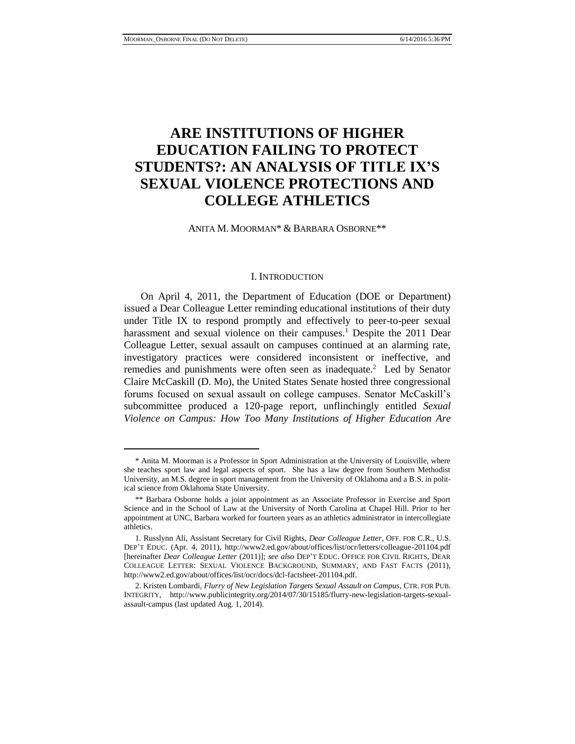# ARE INSTITUTIONS OF HIGHER EDUCATION FAILING TO PROTECT STUDENTS?: AN ANALYSIS OF TITLE IX'S SEXUAL VIOLENCE PROTECTIONS AND COLLEGE ATHLETICS

ANITA M. MOORMAN* & BARBARA OSBORNE**

## I. INTRODUCTION

On April 4, 2011, the Department of Education (DOE or Department) issued a Dear Colleague Letter reminding educational institutions of their duty under Title IX to respond promptly and effectively to peer-to-peer sexual harassment and sexual violence on their campuses.[1] Despite the 2011 Dear Colleague Letter, sexual assault on campuses continued at an alarming rate, investigatory practices were considered inconsistent or ineffective, and remedies and punishments were often seen as inadequate.[2] Led by Senator Claire McCaskill (D. Mo), the United States Senate hosted three congressional forums focused on sexual assault on college campuses. Senator McCaskill's subcommittee produced a 120-page report, unflinchingly entitled *Sexual Violence on Campus: How Too Many Institutions of Higher Education Are*

---

\* Anita M. Moorman is a Professor in Sport Administration at the University of Louisville, where she teaches sport law and legal aspects of sport. She has a law degree from Southern Methodist University, an M.S. degree in sport management from the University of Oklahoma and a B.S. in political science from Oklahoma State University.

\*\* Barbara Osborne holds a joint appointment as an Associate Professor in Exercise and Sport Science and in the School of Law at the University of North Carolina at Chapel Hill. Prior to her appointment at UNC, Barbara worked for fourteen years as an athletics administrator in intercollegiate athletics.

1. Russlynn Ali, Assistant Secretary for Civil Rights, *Dear Colleague Letter*, OFF. FOR C.R., U.S. DEP'T EDUC. (Apr. 4, 2011), http://www2.ed.gov/about/offices/list/ocr/letters/colleague-201104.pdf [hereinafter *Dear Colleague Letter* (2011)]; *see also* DEP'T EDUC. OFFICE FOR CIVIL RIGHTS, DEAR COLLEAGUE LETTER: SEXUAL VIOLENCE BACKGROUND, SUMMARY, AND FAST FACTS (2011), http://www2.ed.gov/about/offices/list/ocr/docs/dcl-factsheet-201104.pdf.

2. Kristen Lombardi, *Flurry of New Legislation Targets Sexual Assault on Campus*, CTR. FOR PUB. INTEGRITY, http://www.publicintegrity.org/2014/07/30/15185/flurry-new-legislation-targets-sexual-assault-campus (last updated Aug. 1, 2014).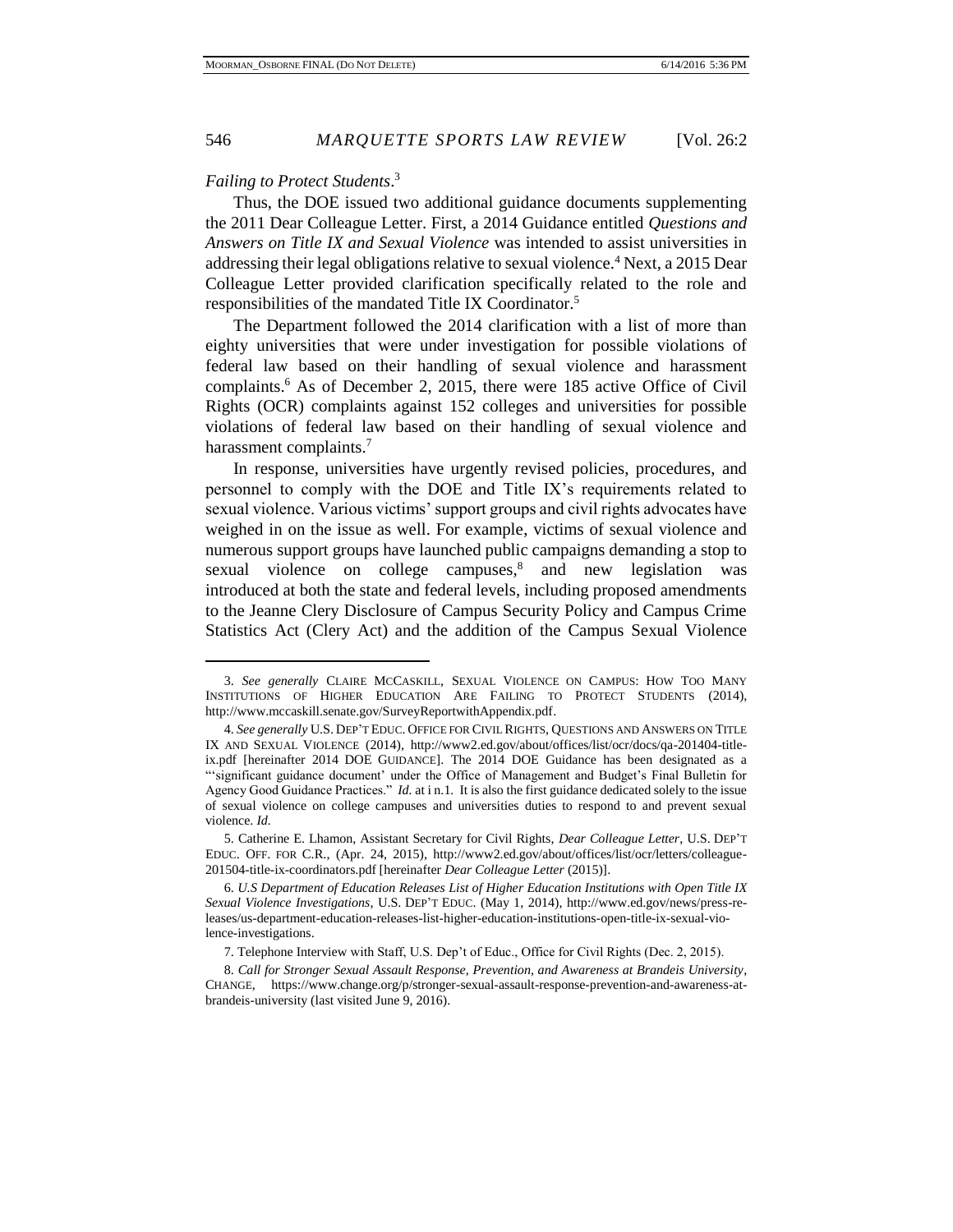*Failing to Protect Students*.[3]

Thus, the DOE issued two additional guidance documents supplementing the 2011 Dear Colleague Letter. First, a 2014 Guidance entitled *Questions and Answers on Title IX and Sexual Violence* was intended to assist universities in addressing their legal obligations relative to sexual violence.[4] Next, a 2015 Dear Colleague Letter provided clarification specifically related to the role and responsibilities of the mandated Title IX Coordinator.[5]

The Department followed the 2014 clarification with a list of more than eighty universities that were under investigation for possible violations of federal law based on their handling of sexual violence and harassment complaints.[6] As of December 2, 2015, there were 185 active Office of Civil Rights (OCR) complaints against 152 colleges and universities for possible violations of federal law based on their handling of sexual violence and harassment complaints.[7]

In response, universities have urgently revised policies, procedures, and personnel to comply with the DOE and Title IX's requirements related to sexual violence. Various victims' support groups and civil rights advocates have weighed in on the issue as well. For example, victims of sexual violence and numerous support groups have launched public campaigns demanding a stop to sexual violence on college campuses,[8] and new legislation was introduced at both the state and federal levels, including proposed amendments to the Jeanne Clery Disclosure of Campus Security Policy and Campus Crime Statistics Act (Clery Act) and the addition of the Campus Sexual Violence

---

3. *See generally* CLAIRE MCCASKILL, SEXUAL VIOLENCE ON CAMPUS: HOW TOO MANY INSTITUTIONS OF HIGHER EDUCATION ARE FAILING TO PROTECT STUDENTS (2014), http://www.mccaskill.senate.gov/SurveyReportwithAppendix.pdf.

4. *See generally* U.S. DEP'T EDUC. OFFICE FOR CIVIL RIGHTS, QUESTIONS AND ANSWERS ON TITLE IX AND SEXUAL VIOLENCE (2014), http://www2.ed.gov/about/offices/list/ocr/docs/qa-201404-title-ix.pdf [hereinafter 2014 DOE GUIDANCE]. The 2014 DOE Guidance has been designated as a "'significant guidance document' under the Office of Management and Budget's Final Bulletin for Agency Good Guidance Practices." *Id.* at i n.1. It is also the first guidance dedicated solely to the issue of sexual violence on college campuses and universities duties to respond to and prevent sexual violence. *Id.*

5. Catherine E. Lhamon, Assistant Secretary for Civil Rights, *Dear Colleague Letter*, U.S. DEP'T EDUC. OFF. FOR C.R., (Apr. 24, 2015), http://www2.ed.gov/about/offices/list/ocr/letters/colleague-201504-title-ix-coordinators.pdf [hereinafter *Dear Colleague Letter* (2015)].

6. *U.S Department of Education Releases List of Higher Education Institutions with Open Title IX Sexual Violence Investigations*, U.S. DEP'T EDUC. (May 1, 2014), http://www.ed.gov/news/press-releases/us-department-education-releases-list-higher-education-institutions-open-title-ix-sexual-violence-investigations.

7. Telephone Interview with Staff, U.S. Dep't of Educ., Office for Civil Rights (Dec. 2, 2015).

8. *Call for Stronger Sexual Assault Response, Prevention, and Awareness at Brandeis University*, CHANGE, https://www.change.org/p/stronger-sexual-assault-response-prevention-and-awareness-at-brandeis-university (last visited June 9, 2016).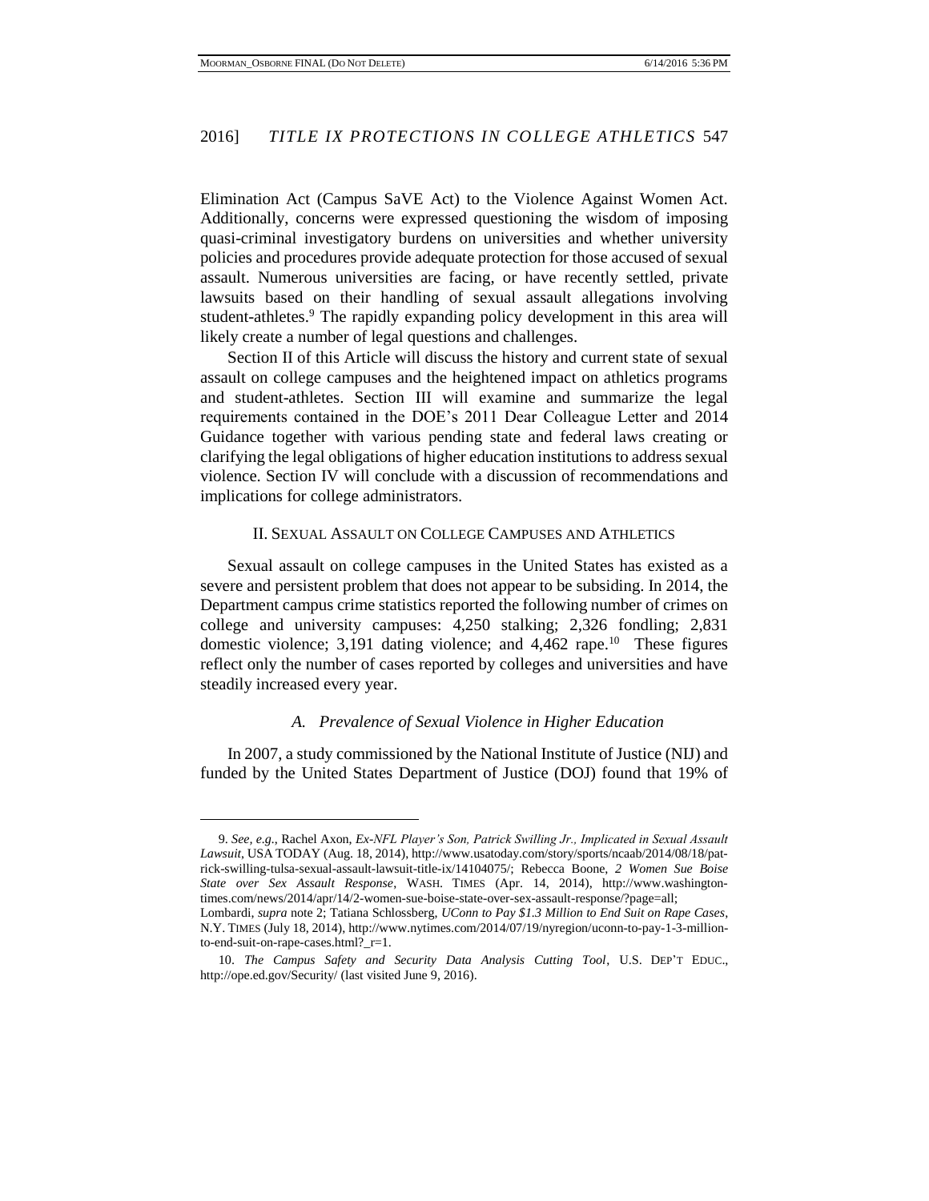Elimination Act (Campus SaVE Act) to the Violence Against Women Act. Additionally, concerns were expressed questioning the wisdom of imposing quasi-criminal investigatory burdens on universities and whether university policies and procedures provide adequate protection for those accused of sexual assault. Numerous universities are facing, or have recently settled, private lawsuits based on their handling of sexual assault allegations involving student-athletes.[9] The rapidly expanding policy development in this area will likely create a number of legal questions and challenges.

Section II of this Article will discuss the history and current state of sexual assault on college campuses and the heightened impact on athletics programs and student-athletes. Section III will examine and summarize the legal requirements contained in the DOE's 2011 Dear Colleague Letter and 2014 Guidance together with various pending state and federal laws creating or clarifying the legal obligations of higher education institutions to address sexual violence. Section IV will conclude with a discussion of recommendations and implications for college administrators.

## II. Sexual Assault on College Campuses and Athletics

Sexual assault on college campuses in the United States has existed as a severe and persistent problem that does not appear to be subsiding. In 2014, the Department campus crime statistics reported the following number of crimes on college and university campuses: 4,250 stalking; 2,326 fondling; 2,831 domestic violence; 3,191 dating violence; and 4,462 rape.[10] These figures reflect only the number of cases reported by colleges and universities and have steadily increased every year.

### *A. Prevalence of Sexual Violence in Higher Education*

In 2007, a study commissioned by the National Institute of Justice (NIJ) and funded by the United States Department of Justice (DOJ) found that 19% of

---

9. *See, e.g.*, Rachel Axon, *Ex-NFL Player's Son, Patrick Swilling Jr., Implicated in Sexual Assault Lawsuit*, USA TODAY (Aug. 18, 2014), http://www.usatoday.com/story/sports/ncaab/2014/08/18/patrick-swilling-tulsa-sexual-assault-lawsuit-title-ix/14104075/; Rebecca Boone, *2 Women Sue Boise State over Sex Assault Response*, WASH. TIMES (Apr. 14, 2014), http://www.washingtontimes.com/news/2014/apr/14/2-women-sue-boise-state-over-sex-assault-response/?page=all; Lombardi, *supra* note 2; Tatiana Schlossberg, *UConn to Pay $1.3 Million to End Suit on Rape Cases*, N.Y. TIMES (July 18, 2014), http://www.nytimes.com/2014/07/19/nyregion/uconn-to-pay-1-3-million-to-end-suit-on-rape-cases.html?_r=1.

10. *The Campus Safety and Security Data Analysis Cutting Tool*, U.S. DEP'T EDUC., http://ope.ed.gov/Security/ (last visited June 9, 2016).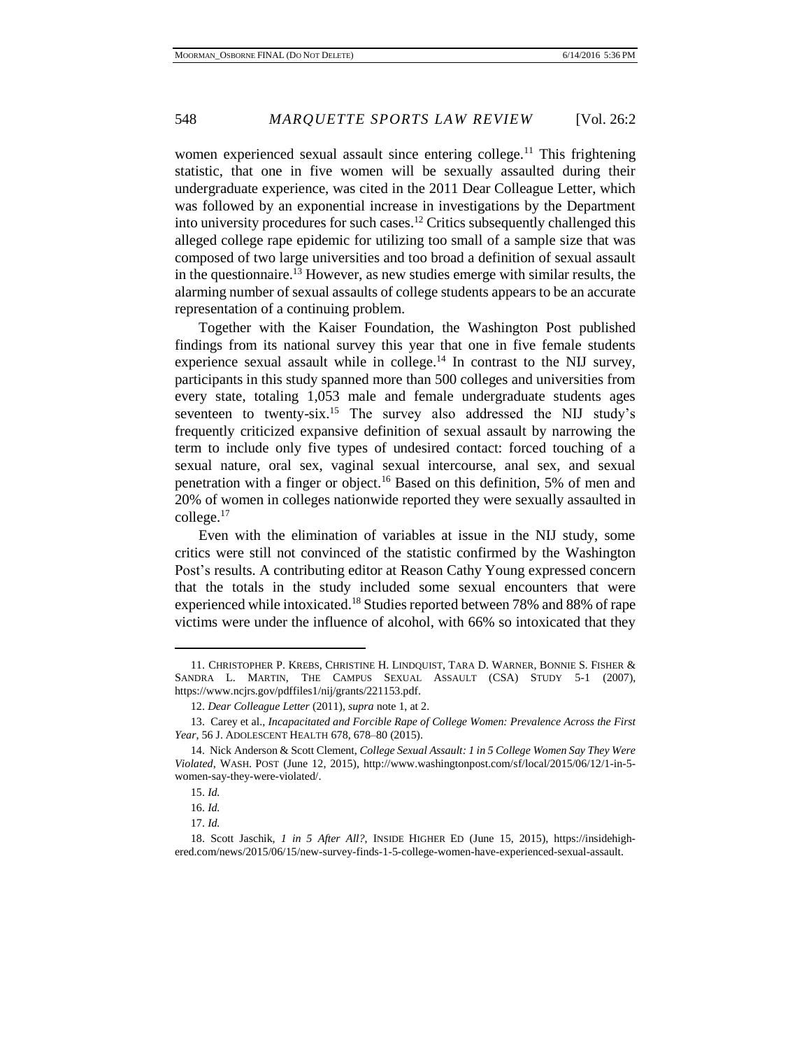women experienced sexual assault since entering college.[11] This frightening statistic, that one in five women will be sexually assaulted during their undergraduate experience, was cited in the 2011 Dear Colleague Letter, which was followed by an exponential increase in investigations by the Department into university procedures for such cases.[12] Critics subsequently challenged this alleged college rape epidemic for utilizing too small of a sample size that was composed of two large universities and too broad a definition of sexual assault in the questionnaire.[13] However, as new studies emerge with similar results, the alarming number of sexual assaults of college students appears to be an accurate representation of a continuing problem.

Together with the Kaiser Foundation, the Washington Post published findings from its national survey this year that one in five female students experience sexual assault while in college.[14] In contrast to the NIJ survey, participants in this study spanned more than 500 colleges and universities from every state, totaling 1,053 male and female undergraduate students ages seventeen to twenty-six.[15] The survey also addressed the NIJ study's frequently criticized expansive definition of sexual assault by narrowing the term to include only five types of undesired contact: forced touching of a sexual nature, oral sex, vaginal sexual intercourse, anal sex, and sexual penetration with a finger or object.[16] Based on this definition, 5% of men and 20% of women in colleges nationwide reported they were sexually assaulted in college.[17]

Even with the elimination of variables at issue in the NIJ study, some critics were still not convinced of the statistic confirmed by the Washington Post's results. A contributing editor at Reason Cathy Young expressed concern that the totals in the study included some sexual encounters that were experienced while intoxicated.[18] Studies reported between 78% and 88% of rape victims were under the influence of alcohol, with 66% so intoxicated that they

---

11. CHRISTOPHER P. KREBS, CHRISTINE H. LINDQUIST, TARA D. WARNER, BONNIE S. FISHER & SANDRA L. MARTIN, THE CAMPUS SEXUAL ASSAULT (CSA) STUDY 5-1 (2007), https://www.ncjrs.gov/pdffiles1/nij/grants/221153.pdf.

12. *Dear Colleague Letter* (2011), *supra* note 1, at 2.

13. Carey et al., *Incapacitated and Forcible Rape of College Women: Prevalence Across the First Year*, 56 J. ADOLESCENT HEALTH 678, 678–80 (2015).

14. Nick Anderson & Scott Clement, *College Sexual Assault: 1 in 5 College Women Say They Were Violated*, WASH. POST (June 12, 2015), http://www.washingtonpost.com/sf/local/2015/06/12/1-in-5-women-say-they-were-violated/.

15. *Id.*

16. *Id.*

17. *Id.*

18. Scott Jaschik, *1 in 5 After All?*, INSIDE HIGHER ED (June 15, 2015), https://insidehighered.com/news/2015/06/15/new-survey-finds-1-5-college-women-have-experienced-sexual-assault.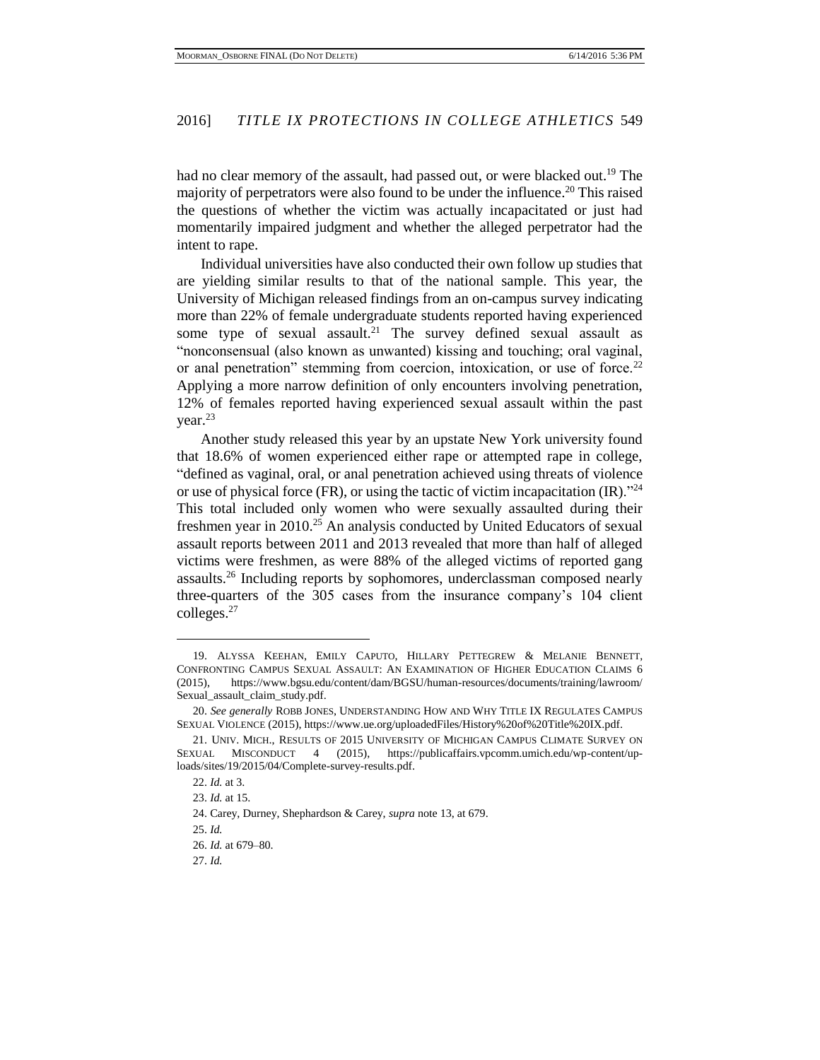had no clear memory of the assault, had passed out, or were blacked out.[19] The majority of perpetrators were also found to be under the influence.[20] This raised the questions of whether the victim was actually incapacitated or just had momentarily impaired judgment and whether the alleged perpetrator had the intent to rape.

Individual universities have also conducted their own follow up studies that are yielding similar results to that of the national sample. This year, the University of Michigan released findings from an on-campus survey indicating more than 22% of female undergraduate students reported having experienced some type of sexual assault.[21] The survey defined sexual assault as "nonconsensual (also known as unwanted) kissing and touching; oral vaginal, or anal penetration" stemming from coercion, intoxication, or use of force.[22] Applying a more narrow definition of only encounters involving penetration, 12% of females reported having experienced sexual assault within the past year.[23]

Another study released this year by an upstate New York university found that 18.6% of women experienced either rape or attempted rape in college, "defined as vaginal, oral, or anal penetration achieved using threats of violence or use of physical force (FR), or using the tactic of victim incapacitation (IR)."[24] This total included only women who were sexually assaulted during their freshmen year in 2010.[25] An analysis conducted by United Educators of sexual assault reports between 2011 and 2013 revealed that more than half of alleged victims were freshmen, as were 88% of the alleged victims of reported gang assaults.[26] Including reports by sophomores, underclassman composed nearly three-quarters of the 305 cases from the insurance company's 104 client colleges.[27]

---

19. ALYSSA KEEHAN, EMILY CAPUTO, HILLARY PETTEGREW & MELANIE BENNETT, CONFRONTING CAMPUS SEXUAL ASSAULT: AN EXAMINATION OF HIGHER EDUCATION CLAIMS 6 (2015), https://www.bgsu.edu/content/dam/BGSU/human-resources/documents/training/lawroom/Sexual_assault_claim_study.pdf.

20. *See generally* ROBB JONES, UNDERSTANDING HOW AND WHY TITLE IX REGULATES CAMPUS SEXUAL VIOLENCE (2015), https://www.ue.org/uploadedFiles/History%20of%20Title%20IX.pdf.

21. UNIV. MICH., RESULTS OF 2015 UNIVERSITY OF MICHIGAN CAMPUS CLIMATE SURVEY ON SEXUAL MISCONDUCT 4 (2015), https://publicaffairs.vpcomm.umich.edu/wp-content/uploads/sites/19/2015/04/Complete-survey-results.pdf.

22. *Id.* at 3.

23. *Id.* at 15.

24. Carey, Durney, Shephardson & Carey, *supra* note 13, at 679.

25. *Id.*

26. *Id.* at 679–80.

27. *Id.*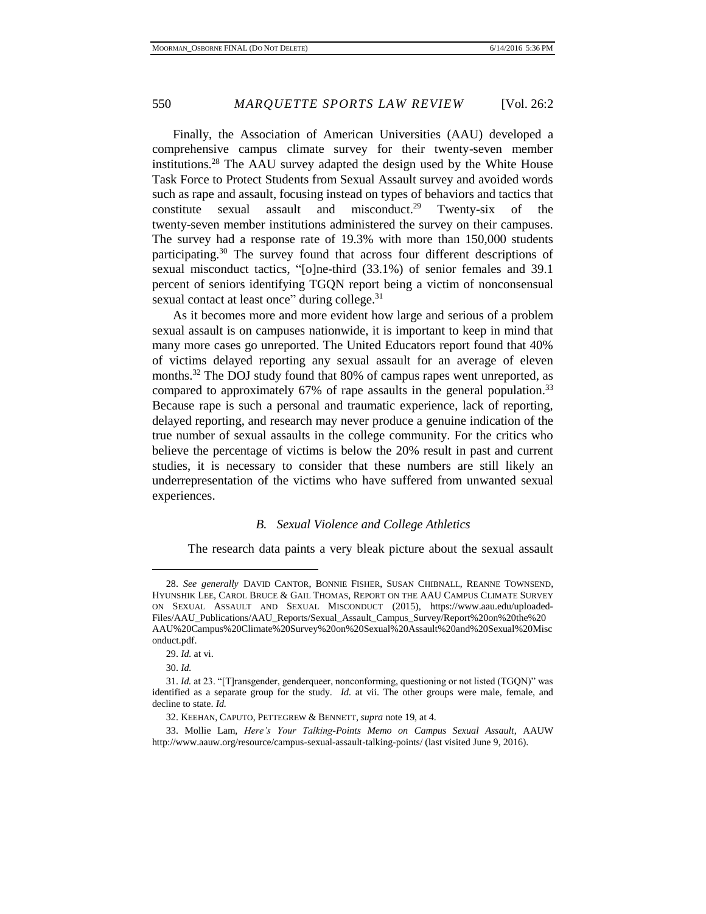Finally, the Association of American Universities (AAU) developed a comprehensive campus climate survey for their twenty-seven member institutions.[28] The AAU survey adapted the design used by the White House Task Force to Protect Students from Sexual Assault survey and avoided words such as rape and assault, focusing instead on types of behaviors and tactics that constitute sexual assault and misconduct.[29] Twenty-six of the twenty-seven member institutions administered the survey on their campuses. The survey had a response rate of 19.3% with more than 150,000 students participating.[30] The survey found that across four different descriptions of sexual misconduct tactics, "[o]ne-third (33.1%) of senior females and 39.1 percent of seniors identifying TGQN report being a victim of nonconsensual sexual contact at least once" during college.[31]

As it becomes more and more evident how large and serious of a problem sexual assault is on campuses nationwide, it is important to keep in mind that many more cases go unreported. The United Educators report found that 40% of victims delayed reporting any sexual assault for an average of eleven months.[32] The DOJ study found that 80% of campus rapes went unreported, as compared to approximately 67% of rape assaults in the general population.[33] Because rape is such a personal and traumatic experience, lack of reporting, delayed reporting, and research may never produce a genuine indication of the true number of sexual assaults in the college community. For the critics who believe the percentage of victims is below the 20% result in past and current studies, it is necessary to consider that these numbers are still likely an underrepresentation of the victims who have suffered from unwanted sexual experiences.

### *B. Sexual Violence and College Athletics*

The research data paints a very bleak picture about the sexual assault

---

28. *See generally* DAVID CANTOR, BONNIE FISHER, SUSAN CHIBNALL, REANNE TOWNSEND, HYUNSHIK LEE, CAROL BRUCE & GAIL THOMAS, REPORT ON THE AAU CAMPUS CLIMATE SURVEY ON SEXUAL ASSAULT AND SEXUAL MISCONDUCT (2015), https://www.aau.edu/uploaded-Files/AAU_Publications/AAU_Reports/Sexual_Assault_Campus_Survey/Report%20on%20the%20AAU%20Campus%20Climate%20Survey%20on%20Sexual%20Assault%20and%20Sexual%20Misconduct.pdf.

29. *Id.* at vi.

30. *Id.*

31. *Id.* at 23. "[T]ransgender, genderqueer, nonconforming, questioning or not listed (TGQN)" was identified as a separate group for the study. *Id.* at vii. The other groups were male, female, and decline to state. *Id.*

32. KEEHAN, CAPUTO, PETTEGREW & BENNETT, *supra* note 19, at 4.

33. Mollie Lam, *Here's Your Talking-Points Memo on Campus Sexual Assault*, AAUW http://www.aauw.org/resource/campus-sexual-assault-talking-points/ (last visited June 9, 2016).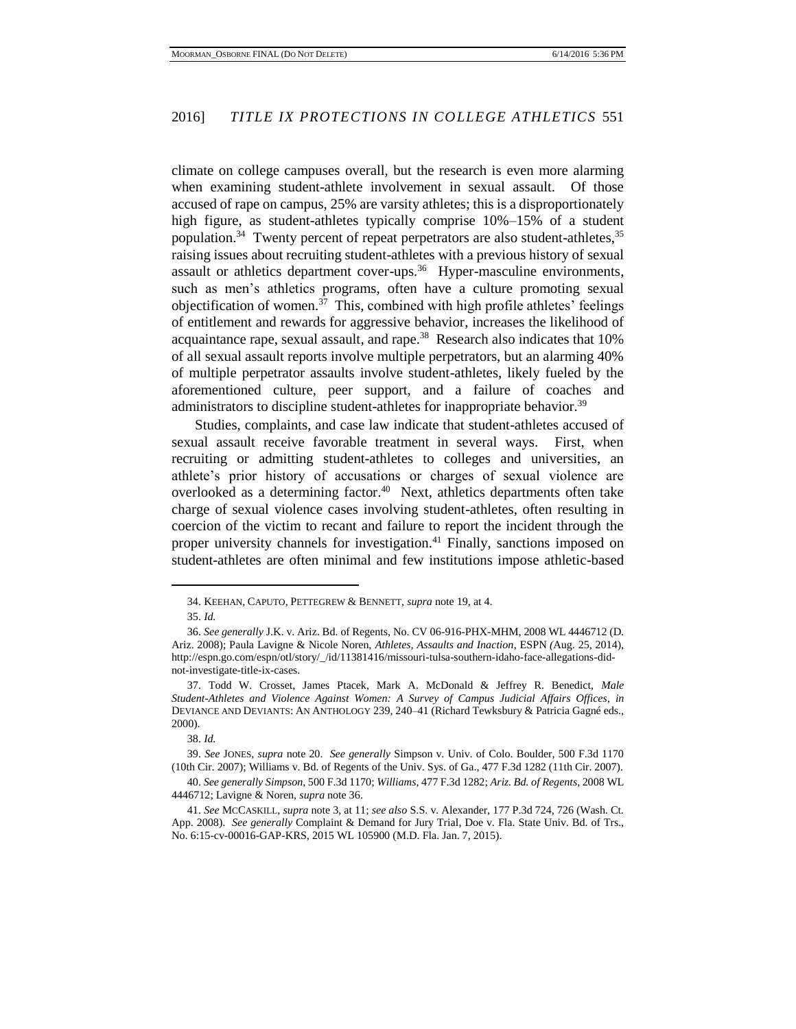climate on college campuses overall, but the research is even more alarming when examining student-athlete involvement in sexual assault. Of those accused of rape on campus, 25% are varsity athletes; this is a disproportionately high figure, as student-athletes typically comprise 10%–15% of a student population.[34] Twenty percent of repeat perpetrators are also student-athletes,[35] raising issues about recruiting student-athletes with a previous history of sexual assault or athletics department cover-ups.[36] Hyper-masculine environments, such as men's athletics programs, often have a culture promoting sexual objectification of women.[37] This, combined with high profile athletes' feelings of entitlement and rewards for aggressive behavior, increases the likelihood of acquaintance rape, sexual assault, and rape.[38] Research also indicates that 10% of all sexual assault reports involve multiple perpetrators, but an alarming 40% of multiple perpetrator assaults involve student-athletes, likely fueled by the aforementioned culture, peer support, and a failure of coaches and administrators to discipline student-athletes for inappropriate behavior.[39]

Studies, complaints, and case law indicate that student-athletes accused of sexual assault receive favorable treatment in several ways. First, when recruiting or admitting student-athletes to colleges and universities, an athlete's prior history of accusations or charges of sexual violence are overlooked as a determining factor.[40] Next, athletics departments often take charge of sexual violence cases involving student-athletes, often resulting in coercion of the victim to recant and failure to report the incident through the proper university channels for investigation.[41] Finally, sanctions imposed on student-athletes are often minimal and few institutions impose athletic-based

---

34. KEEHAN, CAPUTO, PETTEGREW & BENNETT, *supra* note 19, at 4.

35. *Id.*

36. *See generally* J.K. v. Ariz. Bd. of Regents, No. CV 06-916-PHX-MHM, 2008 WL 4446712 (D. Ariz. 2008); Paula Lavigne & Nicole Noren, *Athletes, Assaults and Inaction*, ESPN (Aug. 25, 2014), http://espn.go.com/espn/otl/story/_/id/11381416/missouri-tulsa-southern-idaho-face-allegations-did-not-investigate-title-ix-cases.

37. Todd W. Crosset, James Ptacek, Mark A. McDonald & Jeffrey R. Benedict, *Male Student-Athletes and Violence Against Women: A Survey of Campus Judicial Affairs Offices*, *in* DEVIANCE AND DEVIANTS: AN ANTHOLOGY 239, 240–41 (Richard Tewksbury & Patricia Gagné eds., 2000).

38. *Id.*

39. *See* JONES, *supra* note 20. *See generally* Simpson v. Univ. of Colo. Boulder, 500 F.3d 1170 (10th Cir. 2007); Williams v. Bd. of Regents of the Univ. Sys. of Ga., 477 F.3d 1282 (11th Cir. 2007).

40. *See generally Simpson*, 500 F.3d 1170; *Williams*, 477 F.3d 1282; *Ariz. Bd. of Regents*, 2008 WL 4446712; Lavigne & Noren, *supra* note 36.

41. *See* MCCASKILL, *supra* note 3, at 11; *see also* S.S. v. Alexander, 177 P.3d 724, 726 (Wash. Ct. App. 2008). *See generally* Complaint & Demand for Jury Trial, Doe v. Fla. State Univ. Bd. of Trs., No. 6:15-cv-00016-GAP-KRS, 2015 WL 105900 (M.D. Fla. Jan. 7, 2015).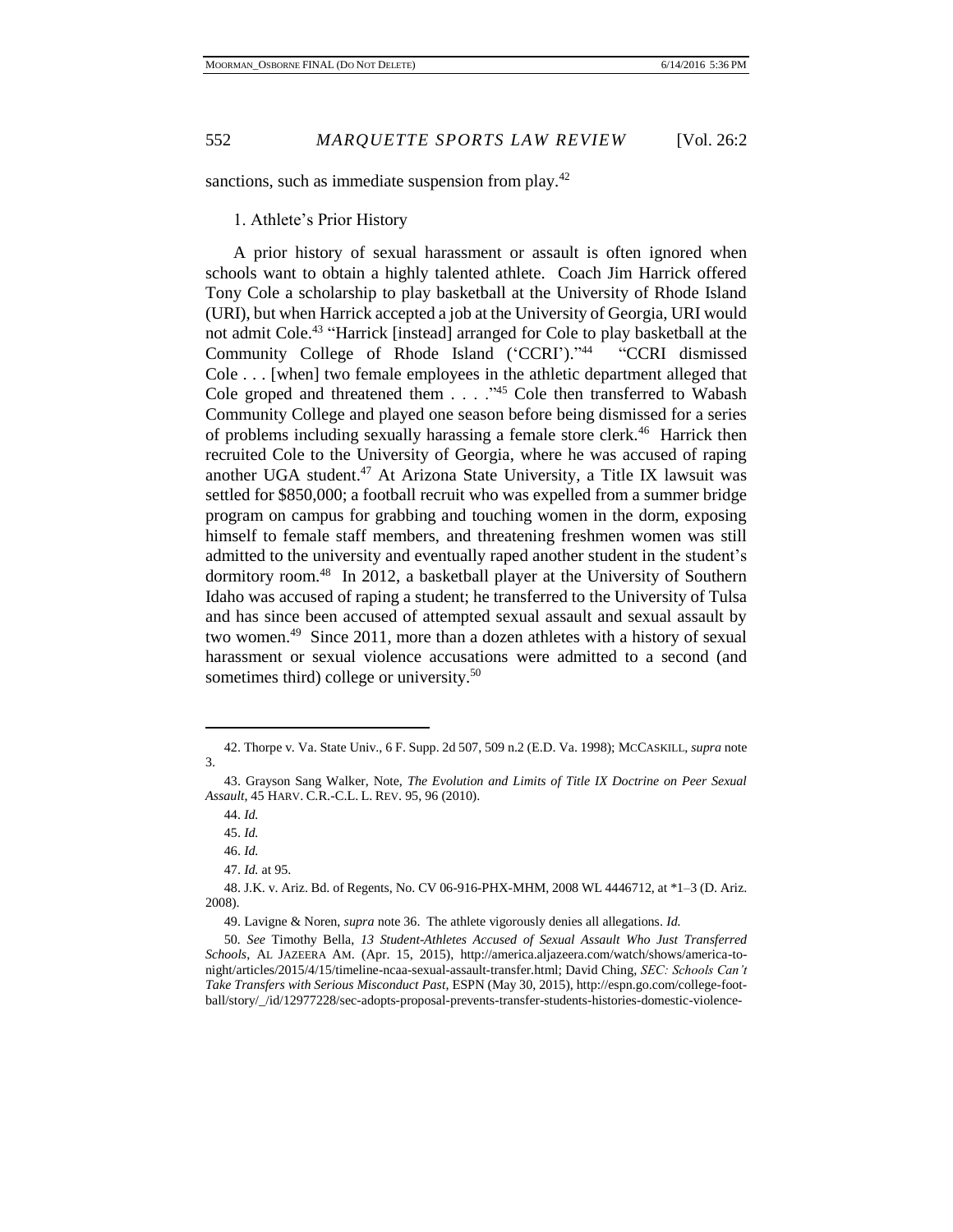sanctions, such as immediate suspension from play.[42]

1. Athlete's Prior History

A prior history of sexual harassment or assault is often ignored when schools want to obtain a highly talented athlete. Coach Jim Harrick offered Tony Cole a scholarship to play basketball at the University of Rhode Island (URI), but when Harrick accepted a job at the University of Georgia, URI would not admit Cole.[43] "Harrick [instead] arranged for Cole to play basketball at the Community College of Rhode Island ('CCRI')."[44] "CCRI dismissed Cole . . . [when] two female employees in the athletic department alleged that Cole groped and threatened them . . . ."[45] Cole then transferred to Wabash Community College and played one season before being dismissed for a series of problems including sexually harassing a female store clerk.[46] Harrick then recruited Cole to the University of Georgia, where he was accused of raping another UGA student.[47] At Arizona State University, a Title IX lawsuit was settled for $850,000; a football recruit who was expelled from a summer bridge program on campus for grabbing and touching women in the dorm, exposing himself to female staff members, and threatening freshmen women was still admitted to the university and eventually raped another student in the student's dormitory room.[48] In 2012, a basketball player at the University of Southern Idaho was accused of raping a student; he transferred to the University of Tulsa and has since been accused of attempted sexual assault and sexual assault by two women.[49] Since 2011, more than a dozen athletes with a history of sexual harassment or sexual violence accusations were admitted to a second (and sometimes third) college or university.[50]

---

42. Thorpe v. Va. State Univ., 6 F. Supp. 2d 507, 509 n.2 (E.D. Va. 1998); MCCASKILL, *supra* note 3.

43. Grayson Sang Walker, Note, *The Evolution and Limits of Title IX Doctrine on Peer Sexual Assault*, 45 HARV. C.R.-C.L. L. REV. 95, 96 (2010).

44. *Id.*

45. *Id.*

46. *Id.*

47. *Id.* at 95.

48. J.K. v. Ariz. Bd. of Regents, No. CV 06-916-PHX-MHM, 2008 WL 4446712, at *1–3 (D. Ariz. 2008).

49. Lavigne & Noren, *supra* note 36. The athlete vigorously denies all allegations. *Id.*

50. *See* Timothy Bella, *13 Student-Athletes Accused of Sexual Assault Who Just Transferred Schools*, AL JAZEERA AM. (Apr. 15, 2015), http://america.aljazeera.com/watch/shows/america-tonight/articles/2015/4/15/timeline-ncaa-sexual-assault-transfer.html; David Ching, *SEC: Schools Can't Take Transfers with Serious Misconduct Past*, ESPN (May 30, 2015), http://espn.go.com/college-football/story/_/id/12977228/sec-adopts-proposal-prevents-transfer-students-histories-domestic-violence-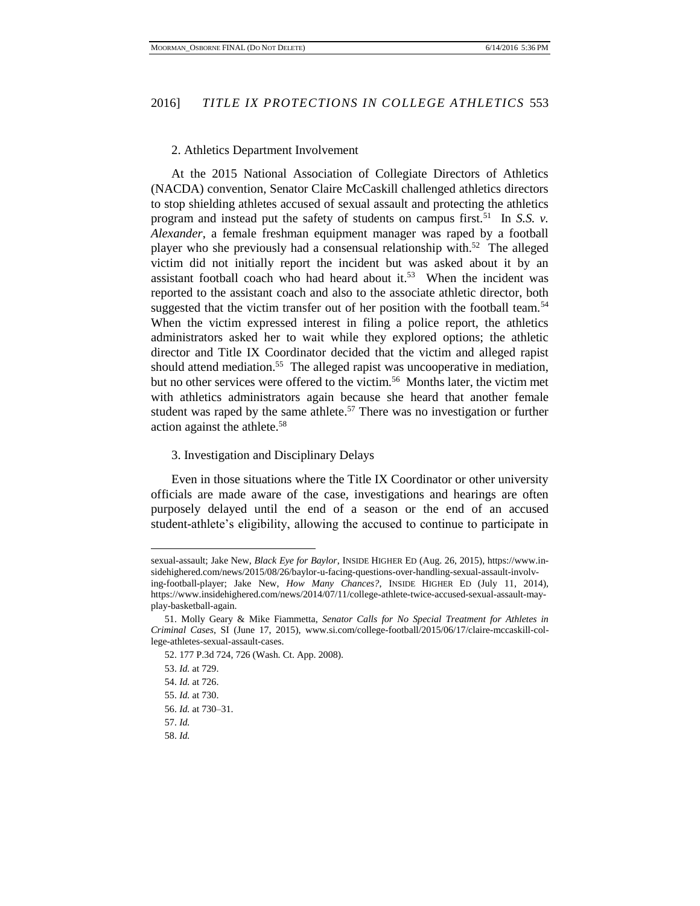### 2. Athletics Department Involvement

At the 2015 National Association of Collegiate Directors of Athletics (NACDA) convention, Senator Claire McCaskill challenged athletics directors to stop shielding athletes accused of sexual assault and protecting the athletics program and instead put the safety of students on campus first.[51] In *S.S. v. Alexander*, a female freshman equipment manager was raped by a football player who she previously had a consensual relationship with.[52] The alleged victim did not initially report the incident but was asked about it by an assistant football coach who had heard about it.[53] When the incident was reported to the assistant coach and also to the associate athletic director, both suggested that the victim transfer out of her position with the football team.[54] When the victim expressed interest in filing a police report, the athletics administrators asked her to wait while they explored options; the athletic director and Title IX Coordinator decided that the victim and alleged rapist should attend mediation.[55] The alleged rapist was uncooperative in mediation, but no other services were offered to the victim.[56] Months later, the victim met with athletics administrators again because she heard that another female student was raped by the same athlete.[57] There was no investigation or further action against the athlete.[58]

### 3. Investigation and Disciplinary Delays

Even in those situations where the Title IX Coordinator or other university officials are made aware of the case, investigations and hearings are often purposely delayed until the end of a season or the end of an accused student-athlete's eligibility, allowing the accused to continue to participate in

---

sexual-assault; Jake New, *Black Eye for Baylor*, INSIDE HIGHER ED (Aug. 26, 2015), https://www.insidehighered.com/news/2015/08/26/baylor-u-facing-questions-over-handling-sexual-assault-involving-football-player; Jake New, *How Many Chances?*, INSIDE HIGHER ED (July 11, 2014), https://www.insidehighered.com/news/2014/07/11/college-athlete-twice-accused-sexual-assault-may-play-basketball-again.

51. Molly Geary & Mike Fiammetta, *Senator Calls for No Special Treatment for Athletes in Criminal Cases*, SI (June 17, 2015), www.si.com/college-football/2015/06/17/claire-mccaskill-college-athletes-sexual-assault-cases.

52. 177 P.3d 724, 726 (Wash. Ct. App. 2008).

53. *Id.* at 729.

54. *Id.* at 726.

55. *Id.* at 730.

56. *Id.* at 730–31.

57. *Id.*

58. *Id.*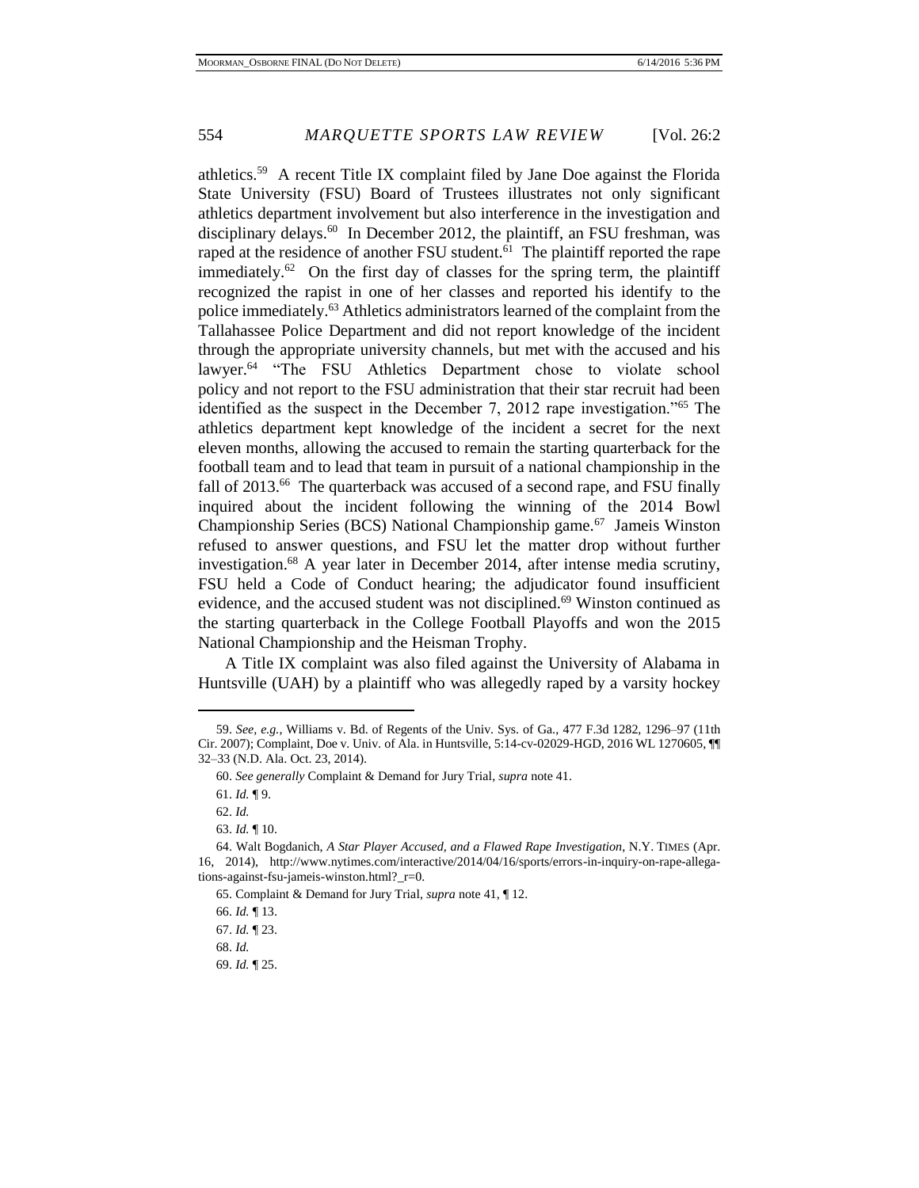athletics.[59] A recent Title IX complaint filed by Jane Doe against the Florida State University (FSU) Board of Trustees illustrates not only significant athletics department involvement but also interference in the investigation and disciplinary delays.[60] In December 2012, the plaintiff, an FSU freshman, was raped at the residence of another FSU student.[61] The plaintiff reported the rape immediately.[62] On the first day of classes for the spring term, the plaintiff recognized the rapist in one of her classes and reported his identify to the police immediately.[63] Athletics administrators learned of the complaint from the Tallahassee Police Department and did not report knowledge of the incident through the appropriate university channels, but met with the accused and his lawyer.[64] "The FSU Athletics Department chose to violate school policy and not report to the FSU administration that their star recruit had been identified as the suspect in the December 7, 2012 rape investigation."[65] The athletics department kept knowledge of the incident a secret for the next eleven months, allowing the accused to remain the starting quarterback for the football team and to lead that team in pursuit of a national championship in the fall of 2013.[66] The quarterback was accused of a second rape, and FSU finally inquired about the incident following the winning of the 2014 Bowl Championship Series (BCS) National Championship game.[67] Jameis Winston refused to answer questions, and FSU let the matter drop without further investigation.[68] A year later in December 2014, after intense media scrutiny, FSU held a Code of Conduct hearing; the adjudicator found insufficient evidence, and the accused student was not disciplined.[69] Winston continued as the starting quarterback in the College Football Playoffs and won the 2015 National Championship and the Heisman Trophy.

A Title IX complaint was also filed against the University of Alabama in Huntsville (UAH) by a plaintiff who was allegedly raped by a varsity hockey

---

59. *See, e.g.*, Williams v. Bd. of Regents of the Univ. Sys. of Ga., 477 F.3d 1282, 1296–97 (11th Cir. 2007); Complaint, Doe v. Univ. of Ala. in Huntsville, 5:14-cv-02029-HGD, 2016 WL 1270605, ¶¶ 32–33 (N.D. Ala. Oct. 23, 2014).

60. *See generally* Complaint & Demand for Jury Trial, *supra* note 41.

61. *Id.* ¶ 9.

62. *Id.*

63. *Id.* ¶ 10.

64. Walt Bogdanich, *A Star Player Accused, and a Flawed Rape Investigation*, N.Y. TIMES (Apr. 16, 2014), http://www.nytimes.com/interactive/2014/04/16/sports/errors-in-inquiry-on-rape-allegations-against-fsu-jameis-winston.html?_r=0.

65. Complaint & Demand for Jury Trial, *supra* note 41, ¶ 12.

66. *Id.* ¶ 13.

67. *Id.* ¶ 23.

68. *Id.*

69. *Id.* ¶ 25.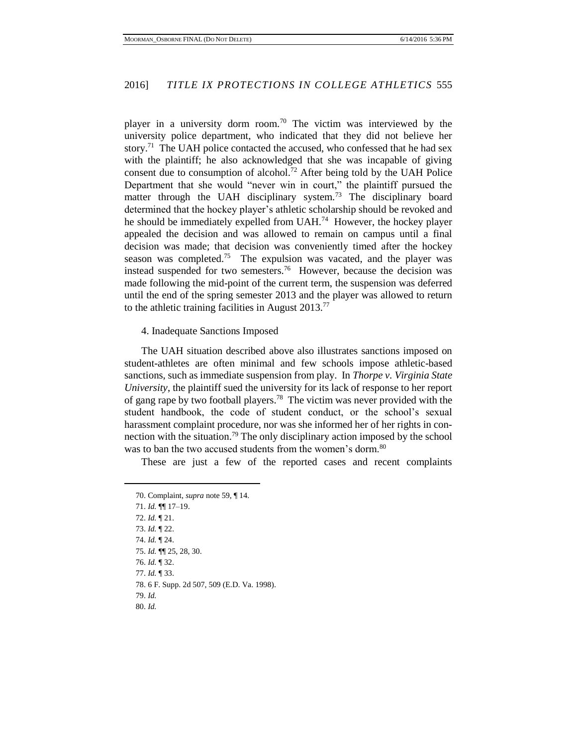player in a university dorm room.[70] The victim was interviewed by the university police department, who indicated that they did not believe her story.[71] The UAH police contacted the accused, who confessed that he had sex with the plaintiff; he also acknowledged that she was incapable of giving consent due to consumption of alcohol.[72] After being told by the UAH Police Department that she would "never win in court," the plaintiff pursued the matter through the UAH disciplinary system.[73] The disciplinary board determined that the hockey player's athletic scholarship should be revoked and he should be immediately expelled from UAH.[74] However, the hockey player appealed the decision and was allowed to remain on campus until a final decision was made; that decision was conveniently timed after the hockey season was completed.[75] The expulsion was vacated, and the player was instead suspended for two semesters.[76] However, because the decision was made following the mid-point of the current term, the suspension was deferred until the end of the spring semester 2013 and the player was allowed to return to the athletic training facilities in August 2013.[77]

4. Inadequate Sanctions Imposed

The UAH situation described above also illustrates sanctions imposed on student-athletes are often minimal and few schools impose athletic-based sanctions, such as immediate suspension from play. In *Thorpe v. Virginia State University*, the plaintiff sued the university for its lack of response to her report of gang rape by two football players.[78] The victim was never provided with the student handbook, the code of student conduct, or the school's sexual harassment complaint procedure, nor was she informed her of her rights in connection with the situation.[79] The only disciplinary action imposed by the school was to ban the two accused students from the women's dorm.[80]

These are just a few of the reported cases and recent complaints

---

70. Complaint, *supra* note 59, ¶ 14.

71. *Id.* ¶¶ 17–19.

72. *Id.* ¶ 21.

73. *Id.* ¶ 22.

74. *Id.* ¶ 24.

75. *Id.* ¶¶ 25, 28, 30.

76. *Id.* ¶ 32.

77. *Id.* ¶ 33.

78. 6 F. Supp. 2d 507, 509 (E.D. Va. 1998).

79. *Id.*

80. *Id.*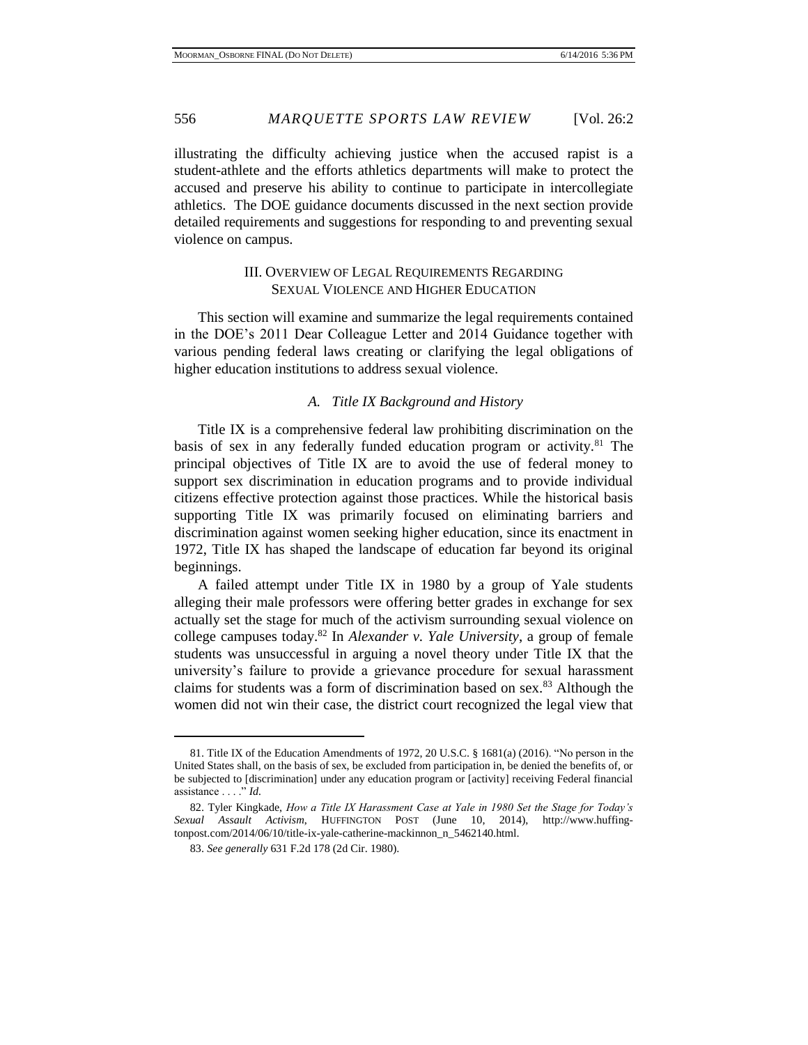illustrating the difficulty achieving justice when the accused rapist is a student-athlete and the efforts athletics departments will make to protect the accused and preserve his ability to continue to participate in intercollegiate athletics. The DOE guidance documents discussed in the next section provide detailed requirements and suggestions for responding to and preventing sexual violence on campus.

## III. Overview of Legal Requirements Regarding Sexual Violence and Higher Education

This section will examine and summarize the legal requirements contained in the DOE's 2011 Dear Colleague Letter and 2014 Guidance together with various pending federal laws creating or clarifying the legal obligations of higher education institutions to address sexual violence.

### *A. Title IX Background and History*

Title IX is a comprehensive federal law prohibiting discrimination on the basis of sex in any federally funded education program or activity.[81] The principal objectives of Title IX are to avoid the use of federal money to support sex discrimination in education programs and to provide individual citizens effective protection against those practices. While the historical basis supporting Title IX was primarily focused on eliminating barriers and discrimination against women seeking higher education, since its enactment in 1972, Title IX has shaped the landscape of education far beyond its original beginnings.

A failed attempt under Title IX in 1980 by a group of Yale students alleging their male professors were offering better grades in exchange for sex actually set the stage for much of the activism surrounding sexual violence on college campuses today.[82] In *Alexander v. Yale University*, a group of female students was unsuccessful in arguing a novel theory under Title IX that the university's failure to provide a grievance procedure for sexual harassment claims for students was a form of discrimination based on sex.[83] Although the women did not win their case, the district court recognized the legal view that

---

81. Title IX of the Education Amendments of 1972, 20 U.S.C. § 1681(a) (2016). "No person in the United States shall, on the basis of sex, be excluded from participation in, be denied the benefits of, or be subjected to [discrimination] under any education program or [activity] receiving Federal financial assistance . . . ." *Id.*

82. Tyler Kingkade, *How a Title IX Harassment Case at Yale in 1980 Set the Stage for Today's Sexual Assault Activism*, HUFFINGTON POST (June 10, 2014), http://www.huffingtonpost.com/2014/06/10/title-ix-yale-catherine-mackinnon_n_5462140.html.

83. *See generally* 631 F.2d 178 (2d Cir. 1980).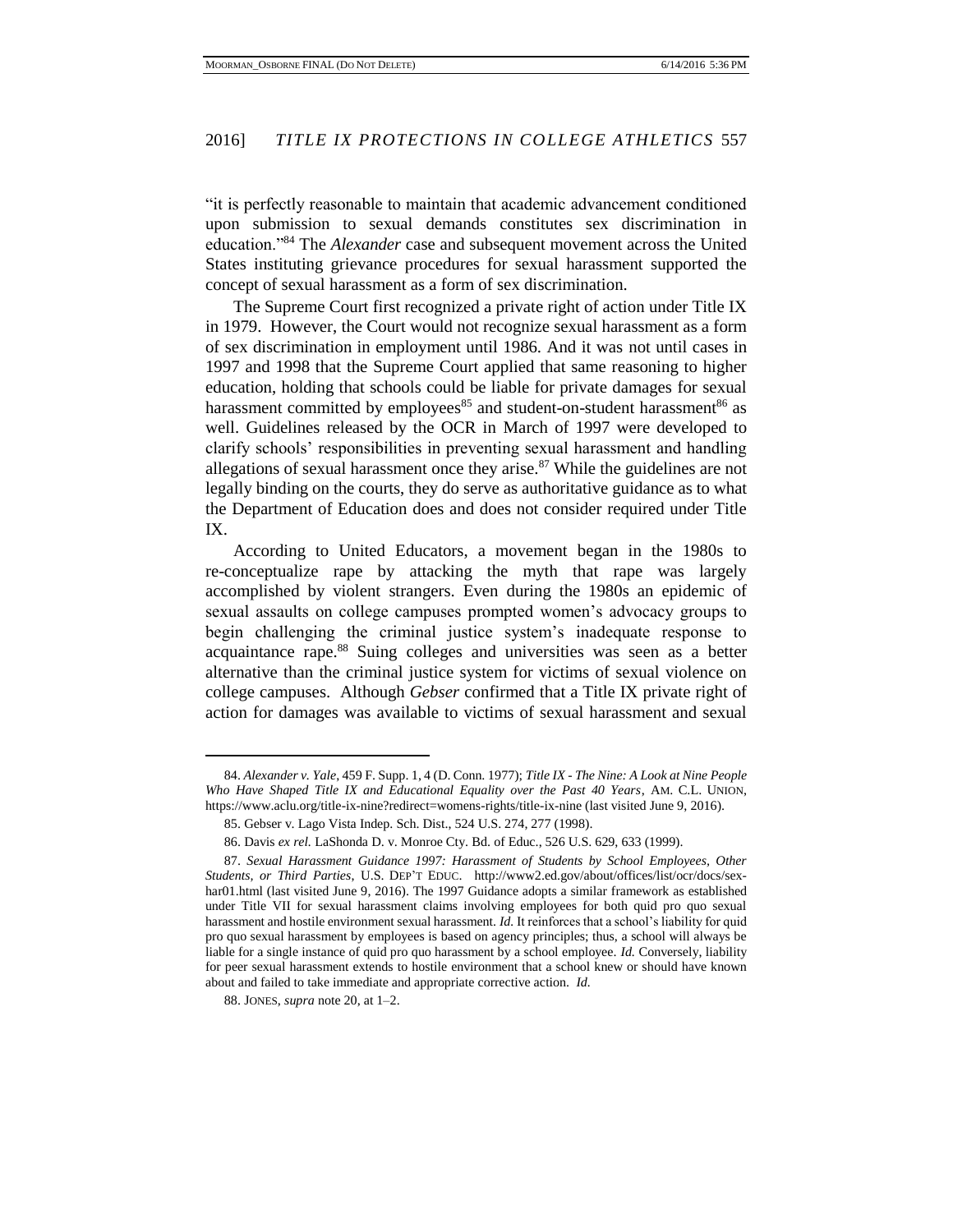"it is perfectly reasonable to maintain that academic advancement conditioned upon submission to sexual demands constitutes sex discrimination in education."[84] The *Alexander* case and subsequent movement across the United States instituting grievance procedures for sexual harassment supported the concept of sexual harassment as a form of sex discrimination.

The Supreme Court first recognized a private right of action under Title IX in 1979. However, the Court would not recognize sexual harassment as a form of sex discrimination in employment until 1986. And it was not until cases in 1997 and 1998 that the Supreme Court applied that same reasoning to higher education, holding that schools could be liable for private damages for sexual harassment committed by employees[85] and student-on-student harassment[86] as well. Guidelines released by the OCR in March of 1997 were developed to clarify schools' responsibilities in preventing sexual harassment and handling allegations of sexual harassment once they arise.[87] While the guidelines are not legally binding on the courts, they do serve as authoritative guidance as to what the Department of Education does and does not consider required under Title IX.

According to United Educators, a movement began in the 1980s to re-conceptualize rape by attacking the myth that rape was largely accomplished by violent strangers. Even during the 1980s an epidemic of sexual assaults on college campuses prompted women's advocacy groups to begin challenging the criminal justice system's inadequate response to acquaintance rape.[88] Suing colleges and universities was seen as a better alternative than the criminal justice system for victims of sexual violence on college campuses. Although *Gebser* confirmed that a Title IX private right of action for damages was available to victims of sexual harassment and sexual

---

84. *Alexander v. Yale*, 459 F. Supp. 1, 4 (D. Conn. 1977); *Title IX - The Nine: A Look at Nine People Who Have Shaped Title IX and Educational Equality over the Past 40 Years*, AM. C.L. UNION, https://www.aclu.org/title-ix-nine?redirect=womens-rights/title-ix-nine (last visited June 9, 2016).

85. Gebser v. Lago Vista Indep. Sch. Dist., 524 U.S. 274, 277 (1998).

86. Davis *ex rel.* LaShonda D. v. Monroe Cty. Bd. of Educ., 526 U.S. 629, 633 (1999).

87. *Sexual Harassment Guidance 1997: Harassment of Students by School Employees, Other Students, or Third Parties*, U.S. DEP'T EDUC. http://www2.ed.gov/about/offices/list/ocr/docs/sexhar01.html (last visited June 9, 2016). The 1997 Guidance adopts a similar framework as established under Title VII for sexual harassment claims involving employees for both quid pro quo sexual harassment and hostile environment sexual harassment. *Id.* It reinforces that a school's liability for quid pro quo sexual harassment by employees is based on agency principles; thus, a school will always be liable for a single instance of quid pro quo harassment by a school employee. *Id.* Conversely, liability for peer sexual harassment extends to hostile environment that a school knew or should have known about and failed to take immediate and appropriate corrective action. *Id.*

88. JONES, *supra* note 20, at 1–2.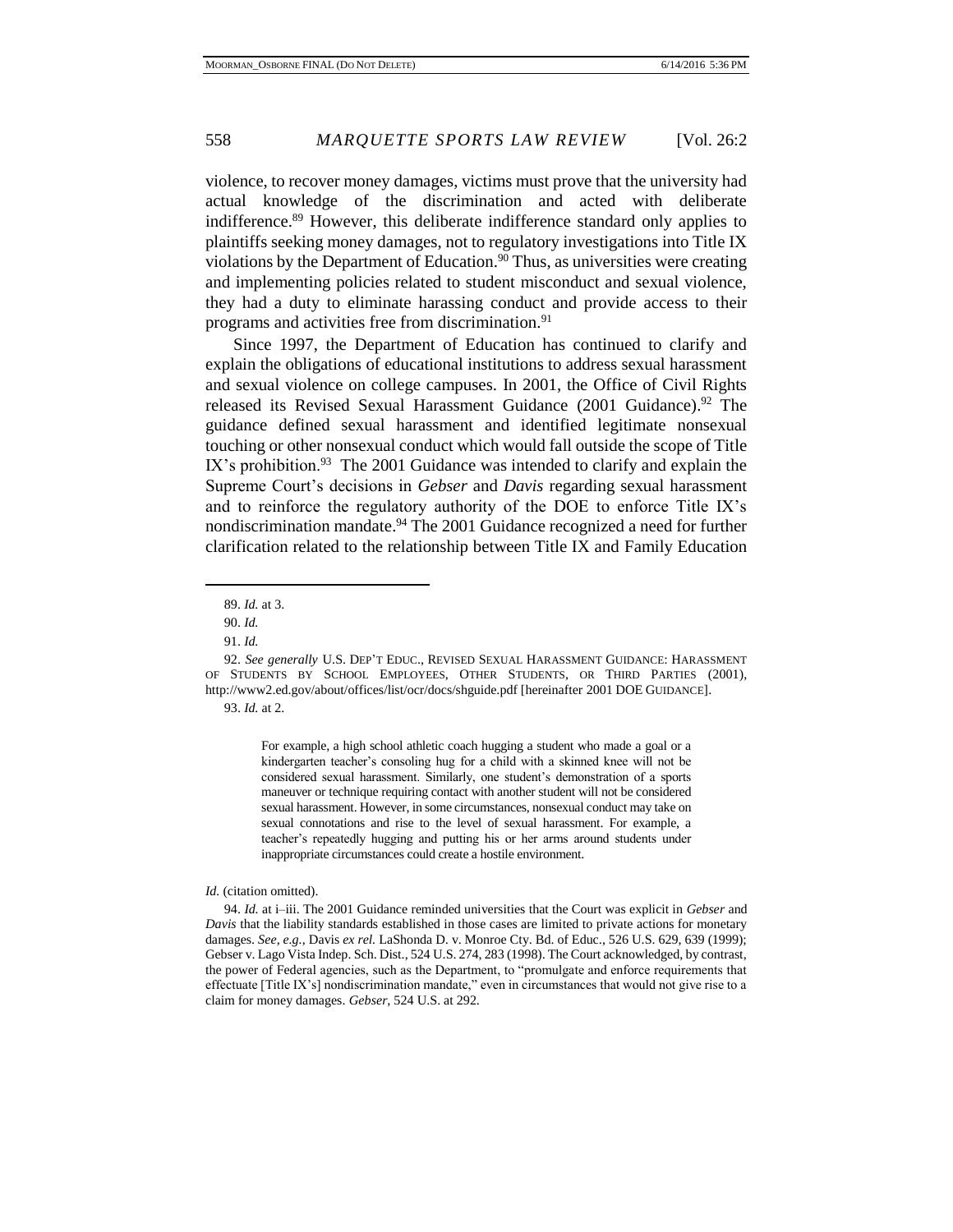violence, to recover money damages, victims must prove that the university had actual knowledge of the discrimination and acted with deliberate indifference.[89] However, this deliberate indifference standard only applies to plaintiffs seeking money damages, not to regulatory investigations into Title IX violations by the Department of Education.[90] Thus, as universities were creating and implementing policies related to student misconduct and sexual violence, they had a duty to eliminate harassing conduct and provide access to their programs and activities free from discrimination.[91]

Since 1997, the Department of Education has continued to clarify and explain the obligations of educational institutions to address sexual harassment and sexual violence on college campuses. In 2001, the Office of Civil Rights released its Revised Sexual Harassment Guidance (2001 Guidance).[92] The guidance defined sexual harassment and identified legitimate nonsexual touching or other nonsexual conduct which would fall outside the scope of Title IX's prohibition.[93] The 2001 Guidance was intended to clarify and explain the Supreme Court's decisions in *Gebser* and *Davis* regarding sexual harassment and to reinforce the regulatory authority of the DOE to enforce Title IX's nondiscrimination mandate.[94] The 2001 Guidance recognized a need for further clarification related to the relationship between Title IX and Family Education

---

89. *Id.* at 3.

90. *Id.*

91. *Id.*

92. *See generally* U.S. DEP'T EDUC., REVISED SEXUAL HARASSMENT GUIDANCE: HARASSMENT OF STUDENTS BY SCHOOL EMPLOYEES, OTHER STUDENTS, OR THIRD PARTIES (2001), http://www2.ed.gov/about/offices/list/ocr/docs/shguide.pdf [hereinafter 2001 DOE GUIDANCE].

93. *Id.* at 2.

> For example, a high school athletic coach hugging a student who made a goal or a kindergarten teacher's consoling hug for a child with a skinned knee will not be considered sexual harassment. Similarly, one student's demonstration of a sports maneuver or technique requiring contact with another student will not be considered sexual harassment. However, in some circumstances, nonsexual conduct may take on sexual connotations and rise to the level of sexual harassment. For example, a teacher's repeatedly hugging and putting his or her arms around students under inappropriate circumstances could create a hostile environment.

*Id.* (citation omitted).

94. *Id.* at i–iii. The 2001 Guidance reminded universities that the Court was explicit in *Gebser* and *Davis* that the liability standards established in those cases are limited to private actions for monetary damages. *See, e.g.*, Davis *ex rel.* LaShonda D. v. Monroe Cty. Bd. of Educ., 526 U.S. 629, 639 (1999); Gebser v. Lago Vista Indep. Sch. Dist., 524 U.S. 274, 283 (1998). The Court acknowledged, by contrast, the power of Federal agencies, such as the Department, to "promulgate and enforce requirements that effectuate [Title IX's] nondiscrimination mandate," even in circumstances that would not give rise to a claim for money damages. *Gebser*, 524 U.S. at 292.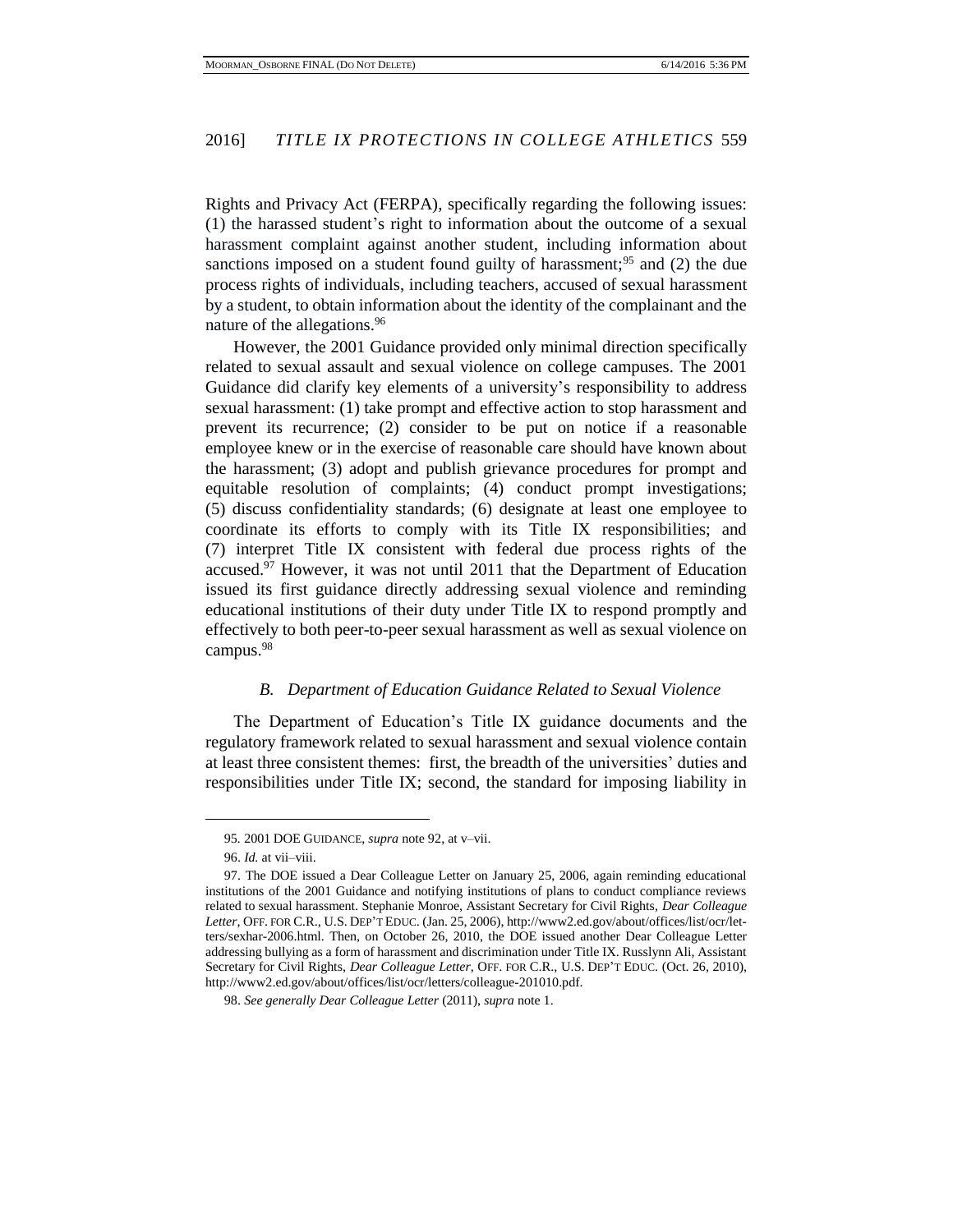Rights and Privacy Act (FERPA), specifically regarding the following issues: (1) the harassed student's right to information about the outcome of a sexual harassment complaint against another student, including information about sanctions imposed on a student found guilty of harassment;[95] and (2) the due process rights of individuals, including teachers, accused of sexual harassment by a student, to obtain information about the identity of the complainant and the nature of the allegations.[96]

However, the 2001 Guidance provided only minimal direction specifically related to sexual assault and sexual violence on college campuses. The 2001 Guidance did clarify key elements of a university's responsibility to address sexual harassment: (1) take prompt and effective action to stop harassment and prevent its recurrence; (2) consider to be put on notice if a reasonable employee knew or in the exercise of reasonable care should have known about the harassment; (3) adopt and publish grievance procedures for prompt and equitable resolution of complaints; (4) conduct prompt investigations; (5) discuss confidentiality standards; (6) designate at least one employee to coordinate its efforts to comply with its Title IX responsibilities; and (7) interpret Title IX consistent with federal due process rights of the accused.[97] However, it was not until 2011 that the Department of Education issued its first guidance directly addressing sexual violence and reminding educational institutions of their duty under Title IX to respond promptly and effectively to both peer-to-peer sexual harassment as well as sexual violence on campus.[98]

### *B. Department of Education Guidance Related to Sexual Violence*

The Department of Education's Title IX guidance documents and the regulatory framework related to sexual harassment and sexual violence contain at least three consistent themes: first, the breadth of the universities' duties and responsibilities under Title IX; second, the standard for imposing liability in

---

95. 2001 DOE GUIDANCE, *supra* note 92, at v–vii.

96. *Id.* at vii–viii.

97. The DOE issued a Dear Colleague Letter on January 25, 2006, again reminding educational institutions of the 2001 Guidance and notifying institutions of plans to conduct compliance reviews related to sexual harassment. Stephanie Monroe, Assistant Secretary for Civil Rights, *Dear Colleague Letter*, OFF. FOR C.R., U.S. DEP'T EDUC. (Jan. 25, 2006), http://www2.ed.gov/about/offices/list/ocr/letters/sexhar-2006.html. Then, on October 26, 2010, the DOE issued another Dear Colleague Letter addressing bullying as a form of harassment and discrimination under Title IX. Russlynn Ali, Assistant Secretary for Civil Rights, *Dear Colleague Letter*, OFF. FOR C.R., U.S. DEP'T EDUC. (Oct. 26, 2010), http://www2.ed.gov/about/offices/list/ocr/letters/colleague-201010.pdf.

98. *See generally Dear Colleague Letter* (2011), *supra* note 1.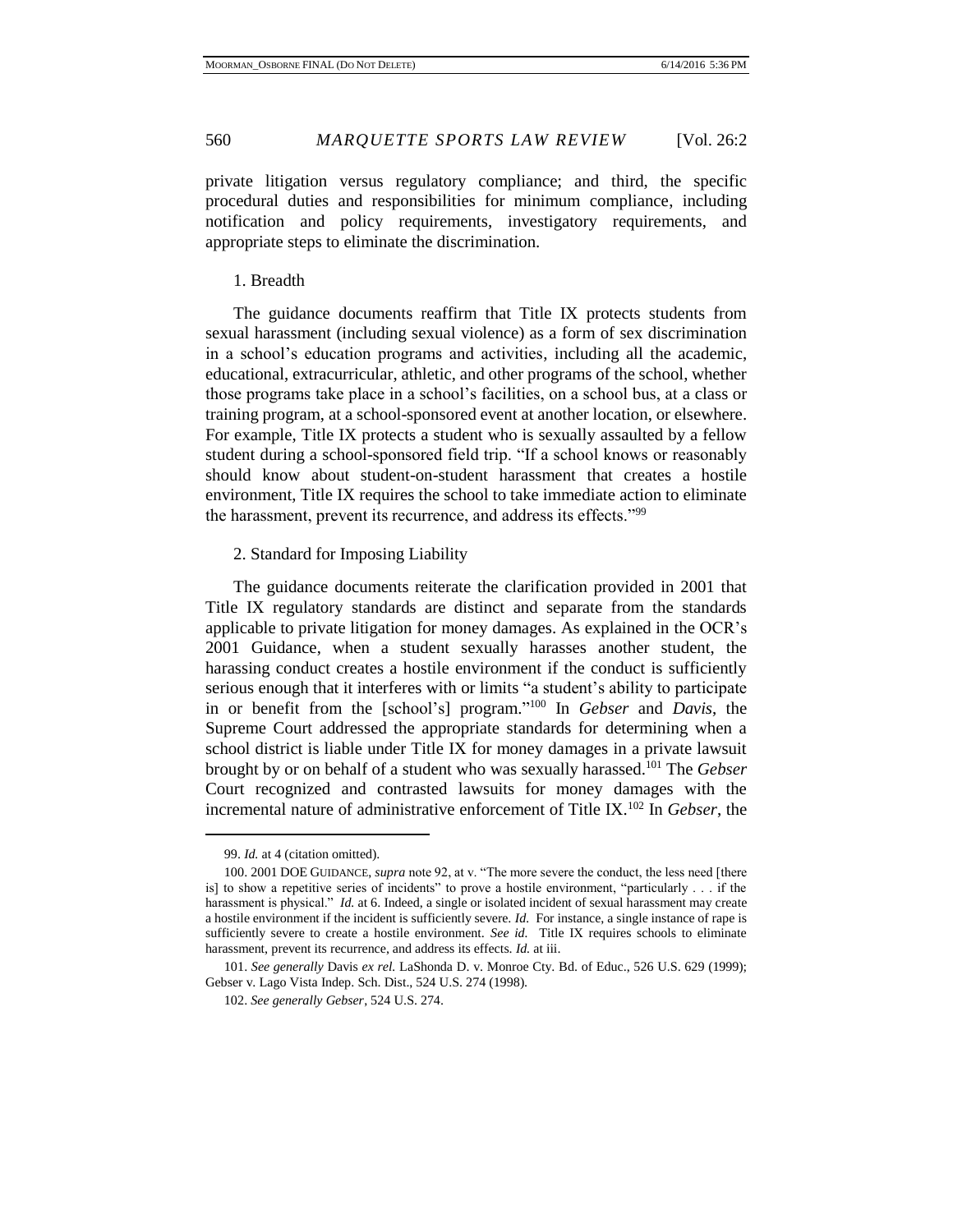private litigation versus regulatory compliance; and third, the specific procedural duties and responsibilities for minimum compliance, including notification and policy requirements, investigatory requirements, and appropriate steps to eliminate the discrimination.

1. Breadth

The guidance documents reaffirm that Title IX protects students from sexual harassment (including sexual violence) as a form of sex discrimination in a school's education programs and activities, including all the academic, educational, extracurricular, athletic, and other programs of the school, whether those programs take place in a school's facilities, on a school bus, at a class or training program, at a school-sponsored event at another location, or elsewhere. For example, Title IX protects a student who is sexually assaulted by a fellow student during a school-sponsored field trip. "If a school knows or reasonably should know about student-on-student harassment that creates a hostile environment, Title IX requires the school to take immediate action to eliminate the harassment, prevent its recurrence, and address its effects."[99]

2. Standard for Imposing Liability

The guidance documents reiterate the clarification provided in 2001 that Title IX regulatory standards are distinct and separate from the standards applicable to private litigation for money damages. As explained in the OCR's 2001 Guidance, when a student sexually harasses another student, the harassing conduct creates a hostile environment if the conduct is sufficiently serious enough that it interferes with or limits "a student's ability to participate in or benefit from the [school's] program."[100] In *Gebser* and *Davis*, the Supreme Court addressed the appropriate standards for determining when a school district is liable under Title IX for money damages in a private lawsuit brought by or on behalf of a student who was sexually harassed.[101] The *Gebser* Court recognized and contrasted lawsuits for money damages with the incremental nature of administrative enforcement of Title IX.[102] In *Gebser*, the

99. *Id.* at 4 (citation omitted).

100. 2001 DOE GUIDANCE, *supra* note 92, at v. "The more severe the conduct, the less need [there is] to show a repetitive series of incidents" to prove a hostile environment, "particularly . . . if the harassment is physical." *Id.* at 6. Indeed, a single or isolated incident of sexual harassment may create a hostile environment if the incident is sufficiently severe. *Id.* For instance, a single instance of rape is sufficiently severe to create a hostile environment. *See id.* Title IX requires schools to eliminate harassment, prevent its recurrence, and address its effects. *Id.* at iii.

101. *See generally* Davis *ex rel.* LaShonda D. v. Monroe Cty. Bd. of Educ., 526 U.S. 629 (1999); Gebser v. Lago Vista Indep. Sch. Dist., 524 U.S. 274 (1998).

102. *See generally Gebser*, 524 U.S. 274.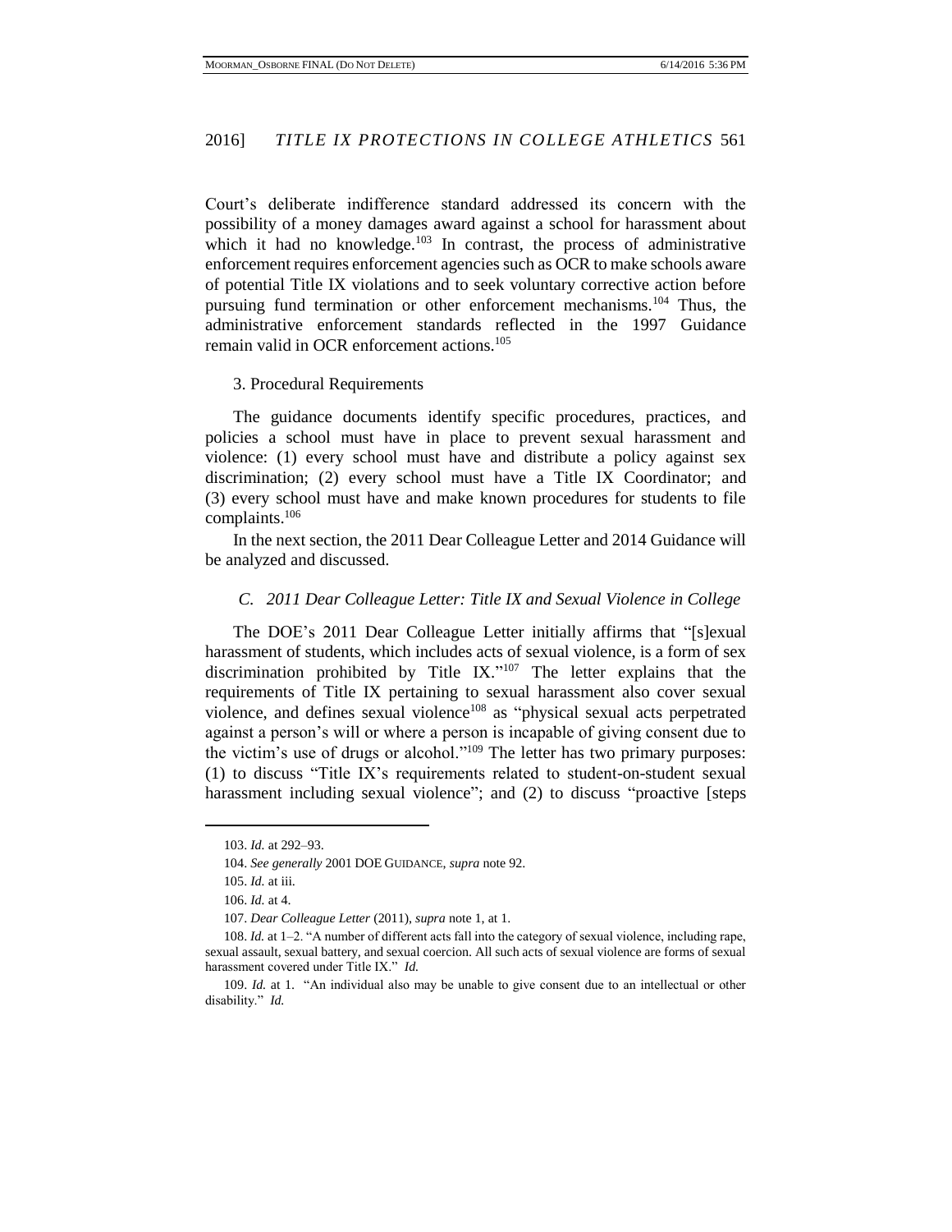Court's deliberate indifference standard addressed its concern with the possibility of a money damages award against a school for harassment about which it had no knowledge.[103] In contrast, the process of administrative enforcement requires enforcement agencies such as OCR to make schools aware of potential Title IX violations and to seek voluntary corrective action before pursuing fund termination or other enforcement mechanisms.[104] Thus, the administrative enforcement standards reflected in the 1997 Guidance remain valid in OCR enforcement actions.[105]

3. Procedural Requirements

The guidance documents identify specific procedures, practices, and policies a school must have in place to prevent sexual harassment and violence: (1) every school must have and distribute a policy against sex discrimination; (2) every school must have a Title IX Coordinator; and (3) every school must have and make known procedures for students to file complaints.[106]

In the next section, the 2011 Dear Colleague Letter and 2014 Guidance will be analyzed and discussed.

### *C. 2011 Dear Colleague Letter: Title IX and Sexual Violence in College*

The DOE's 2011 Dear Colleague Letter initially affirms that "[s]exual harassment of students, which includes acts of sexual violence, is a form of sex discrimination prohibited by Title IX."[107] The letter explains that the requirements of Title IX pertaining to sexual harassment also cover sexual violence, and defines sexual violence[108] as "physical sexual acts perpetrated against a person's will or where a person is incapable of giving consent due to the victim's use of drugs or alcohol."[109] The letter has two primary purposes: (1) to discuss "Title IX's requirements related to student-on-student sexual harassment including sexual violence"; and (2) to discuss "proactive [steps

---

103. *Id.* at 292–93.

104. *See generally* 2001 DOE GUIDANCE, *supra* note 92.

105. *Id.* at iii.

106. *Id.* at 4.

107. *Dear Colleague Letter* (2011), *supra* note 1, at 1.

108. *Id.* at 1–2. "A number of different acts fall into the category of sexual violence, including rape, sexual assault, sexual battery, and sexual coercion. All such acts of sexual violence are forms of sexual harassment covered under Title IX." *Id.*

109. *Id.* at 1. "An individual also may be unable to give consent due to an intellectual or other disability." *Id.*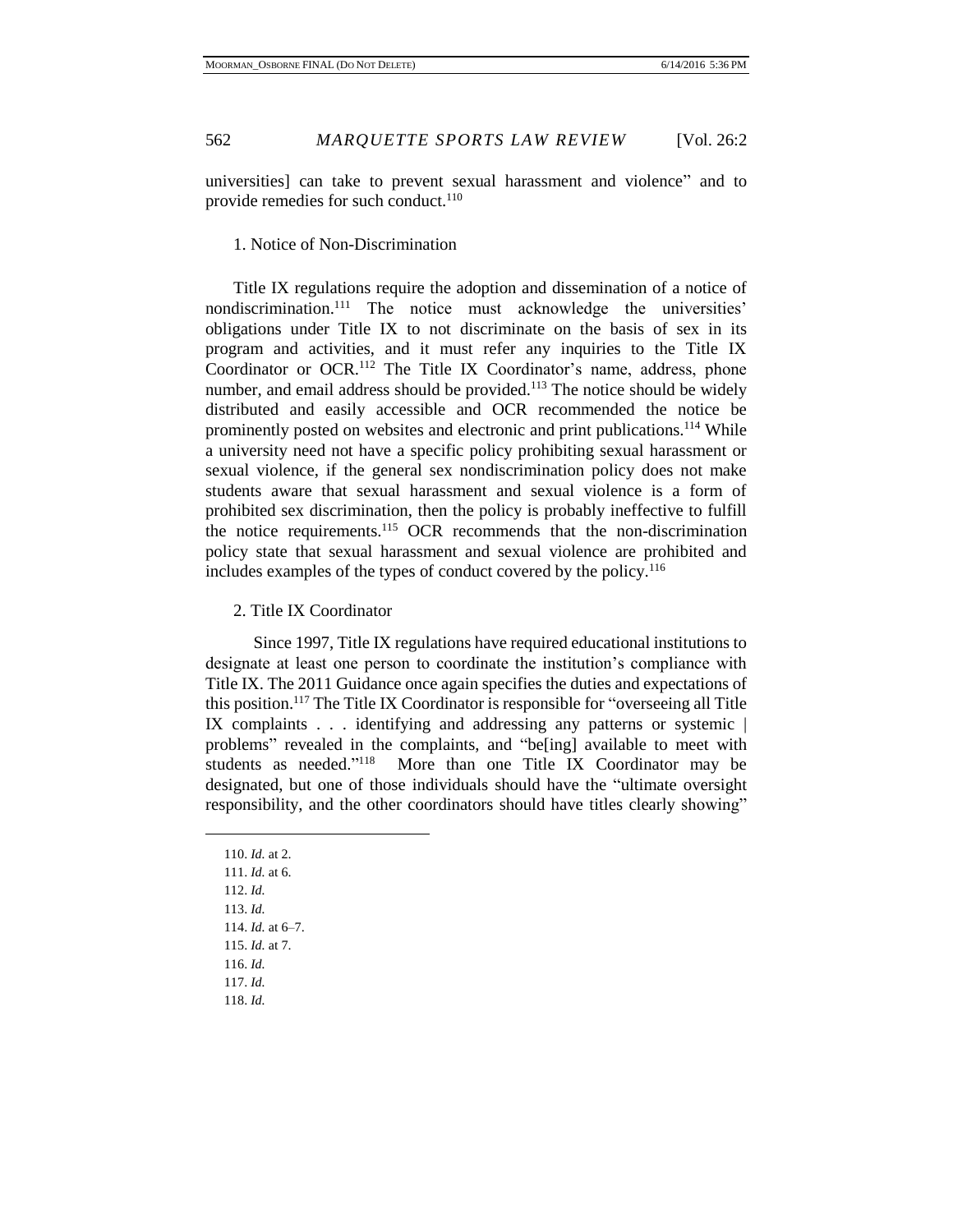universities] can take to prevent sexual harassment and violence" and to provide remedies for such conduct.[110]

### 1. Notice of Non-Discrimination

Title IX regulations require the adoption and dissemination of a notice of nondiscrimination.[111] The notice must acknowledge the universities' obligations under Title IX to not discriminate on the basis of sex in its program and activities, and it must refer any inquiries to the Title IX Coordinator or OCR.[112] The Title IX Coordinator's name, address, phone number, and email address should be provided.[113] The notice should be widely distributed and easily accessible and OCR recommended the notice be prominently posted on websites and electronic and print publications.[114] While a university need not have a specific policy prohibiting sexual harassment or sexual violence, if the general sex nondiscrimination policy does not make students aware that sexual harassment and sexual violence is a form of prohibited sex discrimination, then the policy is probably ineffective to fulfill the notice requirements.[115] OCR recommends that the non-discrimination policy state that sexual harassment and sexual violence are prohibited and includes examples of the types of conduct covered by the policy.[116]

### 2. Title IX Coordinator

Since 1997, Title IX regulations have required educational institutions to designate at least one person to coordinate the institution's compliance with Title IX. The 2011 Guidance once again specifies the duties and expectations of this position.[117] The Title IX Coordinator is responsible for "overseeing all Title IX complaints . . . identifying and addressing any patterns or systemic | problems" revealed in the complaints, and "be[ing] available to meet with students as needed."[118] More than one Title IX Coordinator may be designated, but one of those individuals should have the "ultimate oversight responsibility, and the other coordinators should have titles clearly showing"

---

110. *Id.* at 2.
111. *Id.* at 6.
112. *Id.*
113. *Id.*
114. *Id.* at 6–7.
115. *Id.* at 7.
116. *Id.*
117. *Id.*
118. *Id.*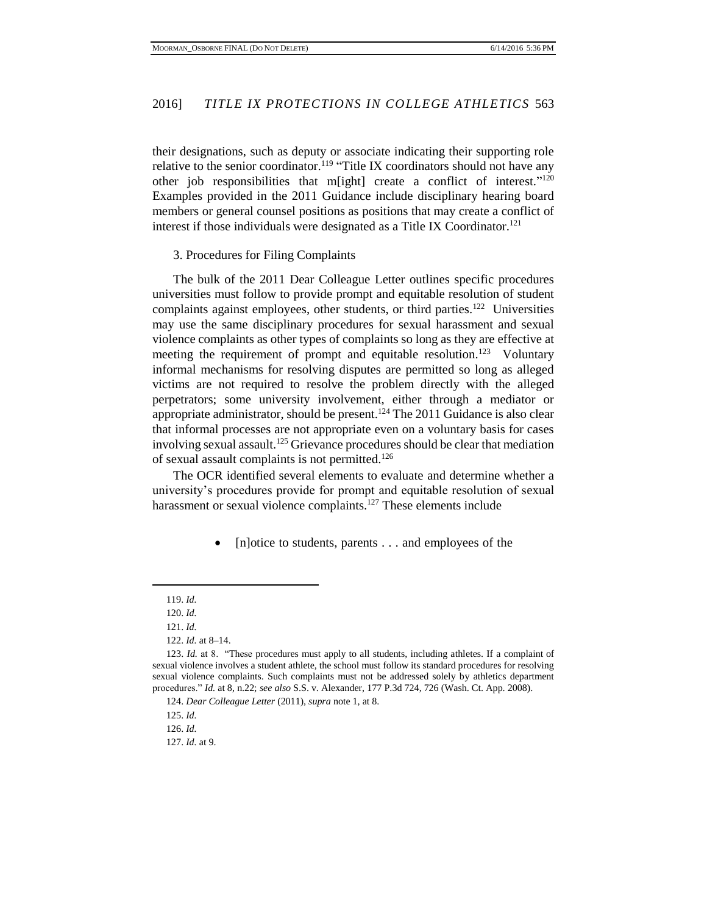their designations, such as deputy or associate indicating their supporting role relative to the senior coordinator.[119] "Title IX coordinators should not have any other job responsibilities that m[ight] create a conflict of interest."[120] Examples provided in the 2011 Guidance include disciplinary hearing board members or general counsel positions as positions that may create a conflict of interest if those individuals were designated as a Title IX Coordinator.[121]

3. Procedures for Filing Complaints

The bulk of the 2011 Dear Colleague Letter outlines specific procedures universities must follow to provide prompt and equitable resolution of student complaints against employees, other students, or third parties.[122] Universities may use the same disciplinary procedures for sexual harassment and sexual violence complaints as other types of complaints so long as they are effective at meeting the requirement of prompt and equitable resolution.[123] Voluntary informal mechanisms for resolving disputes are permitted so long as alleged victims are not required to resolve the problem directly with the alleged perpetrators; some university involvement, either through a mediator or appropriate administrator, should be present.[124] The 2011 Guidance is also clear that informal processes are not appropriate even on a voluntary basis for cases involving sexual assault.[125] Grievance procedures should be clear that mediation of sexual assault complaints is not permitted.[126]

The OCR identified several elements to evaluate and determine whether a university's procedures provide for prompt and equitable resolution of sexual harassment or sexual violence complaints.[127] These elements include

- [n]otice to students, parents . . . and employees of the

---

119. *Id.*

120. *Id.*

121. *Id.*

122. *Id.* at 8–14.

123. *Id.* at 8. "These procedures must apply to all students, including athletes. If a complaint of sexual violence involves a student athlete, the school must follow its standard procedures for resolving sexual violence complaints. Such complaints must not be addressed solely by athletics department procedures." *Id.* at 8, n.22; *see also* S.S. v. Alexander, 177 P.3d 724, 726 (Wash. Ct. App. 2008).

124. *Dear Colleague Letter* (2011), *supra* note 1, at 8.

125. *Id.*

126. *Id.*

127. *Id.* at 9.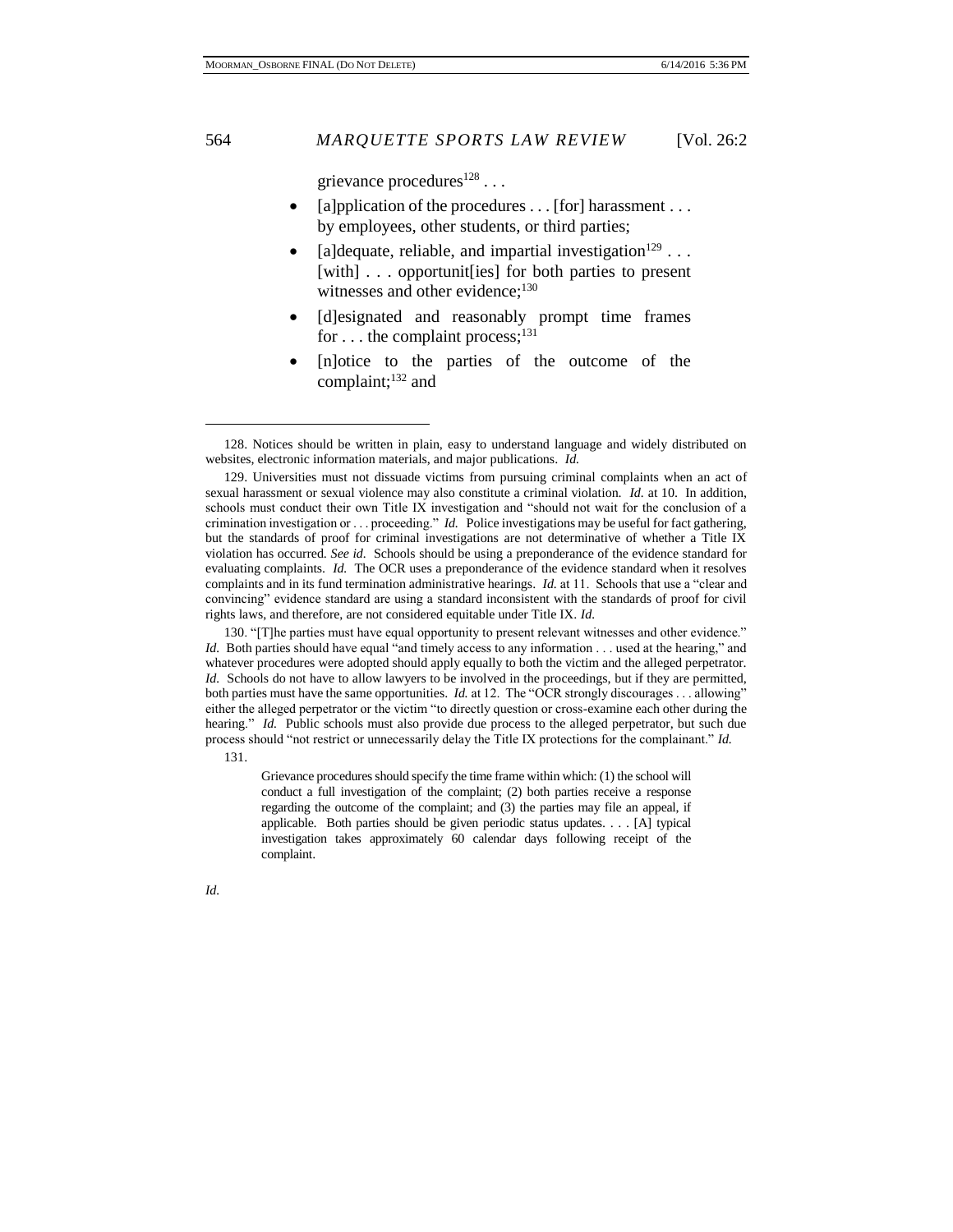grievance procedures[128] . . .

- [a]pplication of the procedures . . . [for] harassment . . . by employees, other students, or third parties;
- [a]dequate, reliable, and impartial investigation[129] . . . [with] . . . opportunit[ies] for both parties to present witnesses and other evidence;[130]
- [d]esignated and reasonably prompt time frames for . . . the complaint process;[131]
- [n]otice to the parties of the outcome of the complaint;[132] and

---

128. Notices should be written in plain, easy to understand language and widely distributed on websites, electronic information materials, and major publications. *Id.*

129. Universities must not dissuade victims from pursuing criminal complaints when an act of sexual harassment or sexual violence may also constitute a criminal violation. *Id.* at 10. In addition, schools must conduct their own Title IX investigation and "should not wait for the conclusion of a crimination investigation or . . . proceeding." *Id.* Police investigations may be useful for fact gathering, but the standards of proof for criminal investigations are not determinative of whether a Title IX violation has occurred. *See id.* Schools should be using a preponderance of the evidence standard for evaluating complaints. *Id.* The OCR uses a preponderance of the evidence standard when it resolves complaints and in its fund termination administrative hearings. *Id.* at 11. Schools that use a "clear and convincing" evidence standard are using a standard inconsistent with the standards of proof for civil rights laws, and therefore, are not considered equitable under Title IX. *Id.*

130. "[T]he parties must have equal opportunity to present relevant witnesses and other evidence." *Id.* Both parties should have equal "and timely access to any information . . . used at the hearing," and whatever procedures were adopted should apply equally to both the victim and the alleged perpetrator. *Id.* Schools do not have to allow lawyers to be involved in the proceedings, but if they are permitted, both parties must have the same opportunities. *Id.* at 12. The "OCR strongly discourages . . . allowing" either the alleged perpetrator or the victim "to directly question or cross-examine each other during the hearing." *Id.* Public schools must also provide due process to the alleged perpetrator, but such due process should "not restrict or unnecessarily delay the Title IX protections for the complainant." *Id.*

131.

> Grievance procedures should specify the time frame within which: (1) the school will conduct a full investigation of the complaint; (2) both parties receive a response regarding the outcome of the complaint; and (3) the parties may file an appeal, if applicable. Both parties should be given periodic status updates. . . . [A] typical investigation takes approximately 60 calendar days following receipt of the complaint.

*Id.*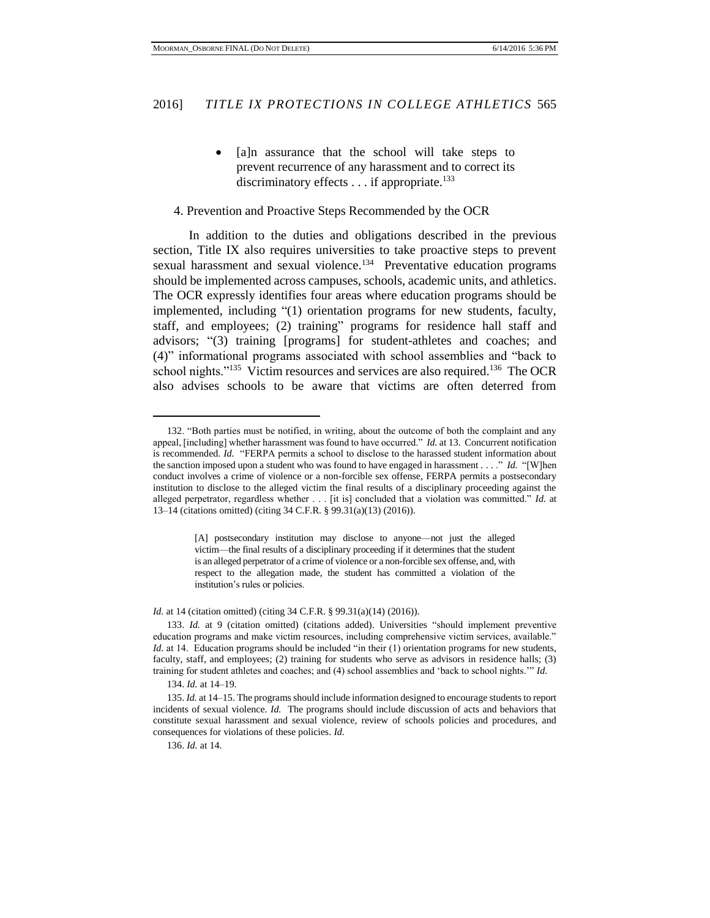- [a]n assurance that the school will take steps to prevent recurrence of any harassment and to correct its discriminatory effects . . . if appropriate.[133]

4. Prevention and Proactive Steps Recommended by the OCR

In addition to the duties and obligations described in the previous section, Title IX also requires universities to take proactive steps to prevent sexual harassment and sexual violence.[134] Preventative education programs should be implemented across campuses, schools, academic units, and athletics. The OCR expressly identifies four areas where education programs should be implemented, including "(1) orientation programs for new students, faculty, staff, and employees; (2) training" programs for residence hall staff and advisors; "(3) training [programs] for student-athletes and coaches; and (4)" informational programs associated with school assemblies and "back to school nights."[135] Victim resources and services are also required.[136] The OCR also advises schools to be aware that victims are often deterred from

---

132. "Both parties must be notified, in writing, about the outcome of both the complaint and any appeal, [including] whether harassment was found to have occurred." *Id.* at 13. Concurrent notification is recommended. *Id.* "FERPA permits a school to disclose to the harassed student information about the sanction imposed upon a student who was found to have engaged in harassment . . . ." *Id.* "[W]hen conduct involves a crime of violence or a non-forcible sex offense, FERPA permits a postsecondary institution to disclose to the alleged victim the final results of a disciplinary proceeding against the alleged perpetrator, regardless whether . . . [it is] concluded that a violation was committed." *Id.* at 13–14 (citations omitted) (citing 34 C.F.R. § 99.31(a)(13) (2016)).

> [A] postsecondary institution may disclose to anyone—not just the alleged victim—the final results of a disciplinary proceeding if it determines that the student is an alleged perpetrator of a crime of violence or a non-forcible sex offense, and, with respect to the allegation made, the student has committed a violation of the institution's rules or policies.

*Id.* at 14 (citation omitted) (citing 34 C.F.R. § 99.31(a)(14) (2016)).

133. *Id.* at 9 (citation omitted) (citations added). Universities "should implement preventive education programs and make victim resources, including comprehensive victim services, available." *Id.* at 14. Education programs should be included "in their (1) orientation programs for new students, faculty, staff, and employees; (2) training for students who serve as advisors in residence halls; (3) training for student athletes and coaches; and (4) school assemblies and 'back to school nights.'" *Id.*

134. *Id.* at 14–19.

135. *Id.* at 14–15. The programs should include information designed to encourage students to report incidents of sexual violence. *Id.* The programs should include discussion of acts and behaviors that constitute sexual harassment and sexual violence, review of schools policies and procedures, and consequences for violations of these policies. *Id.*

136. *Id.* at 14.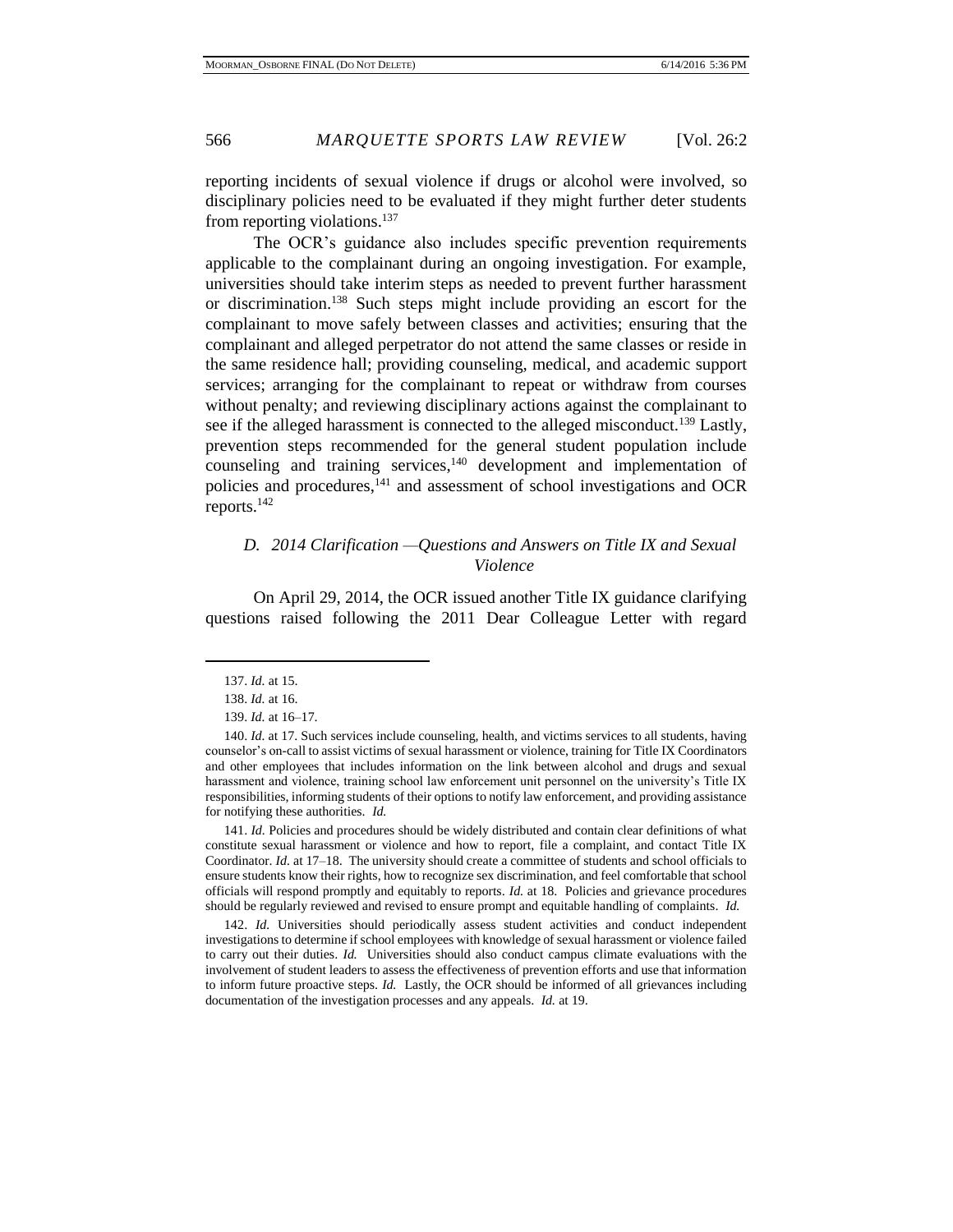reporting incidents of sexual violence if drugs or alcohol were involved, so disciplinary policies need to be evaluated if they might further deter students from reporting violations.[137]

The OCR's guidance also includes specific prevention requirements applicable to the complainant during an ongoing investigation. For example, universities should take interim steps as needed to prevent further harassment or discrimination.[138] Such steps might include providing an escort for the complainant to move safely between classes and activities; ensuring that the complainant and alleged perpetrator do not attend the same classes or reside in the same residence hall; providing counseling, medical, and academic support services; arranging for the complainant to repeat or withdraw from courses without penalty; and reviewing disciplinary actions against the complainant to see if the alleged harassment is connected to the alleged misconduct.[139] Lastly, prevention steps recommended for the general student population include counseling and training services,[140] development and implementation of policies and procedures,[141] and assessment of school investigations and OCR reports.[142]

### *D. 2014 Clarification —Questions and Answers on Title IX and Sexual Violence*

On April 29, 2014, the OCR issued another Title IX guidance clarifying questions raised following the 2011 Dear Colleague Letter with regard

---

137. *Id.* at 15.

138. *Id.* at 16.

139. *Id.* at 16–17.

140. *Id.* at 17. Such services include counseling, health, and victims services to all students, having counselor's on-call to assist victims of sexual harassment or violence, training for Title IX Coordinators and other employees that includes information on the link between alcohol and drugs and sexual harassment and violence, training school law enforcement unit personnel on the university's Title IX responsibilities, informing students of their options to notify law enforcement, and providing assistance for notifying these authorities. *Id.*

141. *Id.* Policies and procedures should be widely distributed and contain clear definitions of what constitute sexual harassment or violence and how to report, file a complaint, and contact Title IX Coordinator. *Id.* at 17–18. The university should create a committee of students and school officials to ensure students know their rights, how to recognize sex discrimination, and feel comfortable that school officials will respond promptly and equitably to reports. *Id.* at 18. Policies and grievance procedures should be regularly reviewed and revised to ensure prompt and equitable handling of complaints. *Id.*

142. *Id.* Universities should periodically assess student activities and conduct independent investigations to determine if school employees with knowledge of sexual harassment or violence failed to carry out their duties. *Id.* Universities should also conduct campus climate evaluations with the involvement of student leaders to assess the effectiveness of prevention efforts and use that information to inform future proactive steps. *Id.* Lastly, the OCR should be informed of all grievances including documentation of the investigation processes and any appeals. *Id.* at 19.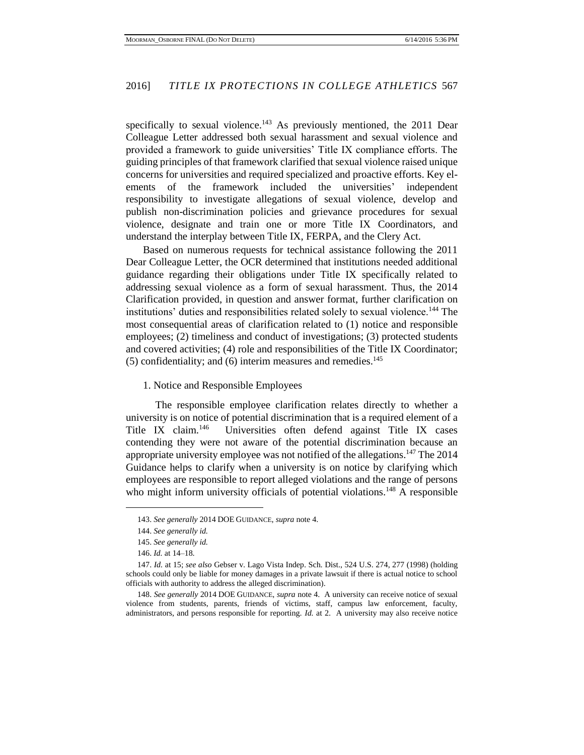specifically to sexual violence.[143] As previously mentioned, the 2011 Dear Colleague Letter addressed both sexual harassment and sexual violence and provided a framework to guide universities' Title IX compliance efforts. The guiding principles of that framework clarified that sexual violence raised unique concerns for universities and required specialized and proactive efforts. Key elements of the framework included the universities' independent responsibility to investigate allegations of sexual violence, develop and publish non-discrimination policies and grievance procedures for sexual violence, designate and train one or more Title IX Coordinators, and understand the interplay between Title IX, FERPA, and the Clery Act.

Based on numerous requests for technical assistance following the 2011 Dear Colleague Letter, the OCR determined that institutions needed additional guidance regarding their obligations under Title IX specifically related to addressing sexual violence as a form of sexual harassment. Thus, the 2014 Clarification provided, in question and answer format, further clarification on institutions' duties and responsibilities related solely to sexual violence.[144] The most consequential areas of clarification related to (1) notice and responsible employees; (2) timeliness and conduct of investigations; (3) protected students and covered activities; (4) role and responsibilities of the Title IX Coordinator; (5) confidentiality; and (6) interim measures and remedies.[145]

1. Notice and Responsible Employees

The responsible employee clarification relates directly to whether a university is on notice of potential discrimination that is a required element of a Title IX claim.[146] Universities often defend against Title IX cases contending they were not aware of the potential discrimination because an appropriate university employee was not notified of the allegations.[147] The 2014 Guidance helps to clarify when a university is on notice by clarifying which employees are responsible to report alleged violations and the range of persons who might inform university officials of potential violations.[148] A responsible

---

143. *See generally* 2014 DOE GUIDANCE, *supra* note 4.

144. *See generally id.*

145. *See generally id.*

146. *Id.* at 14–18.

147. *Id.* at 15; *see also* Gebser v. Lago Vista Indep. Sch. Dist., 524 U.S. 274, 277 (1998) (holding schools could only be liable for money damages in a private lawsuit if there is actual notice to school officials with authority to address the alleged discrimination).

148. *See generally* 2014 DOE GUIDANCE, *supra* note 4. A university can receive notice of sexual violence from students, parents, friends of victims, staff, campus law enforcement, faculty, administrators, and persons responsible for reporting. *Id.* at 2. A university may also receive notice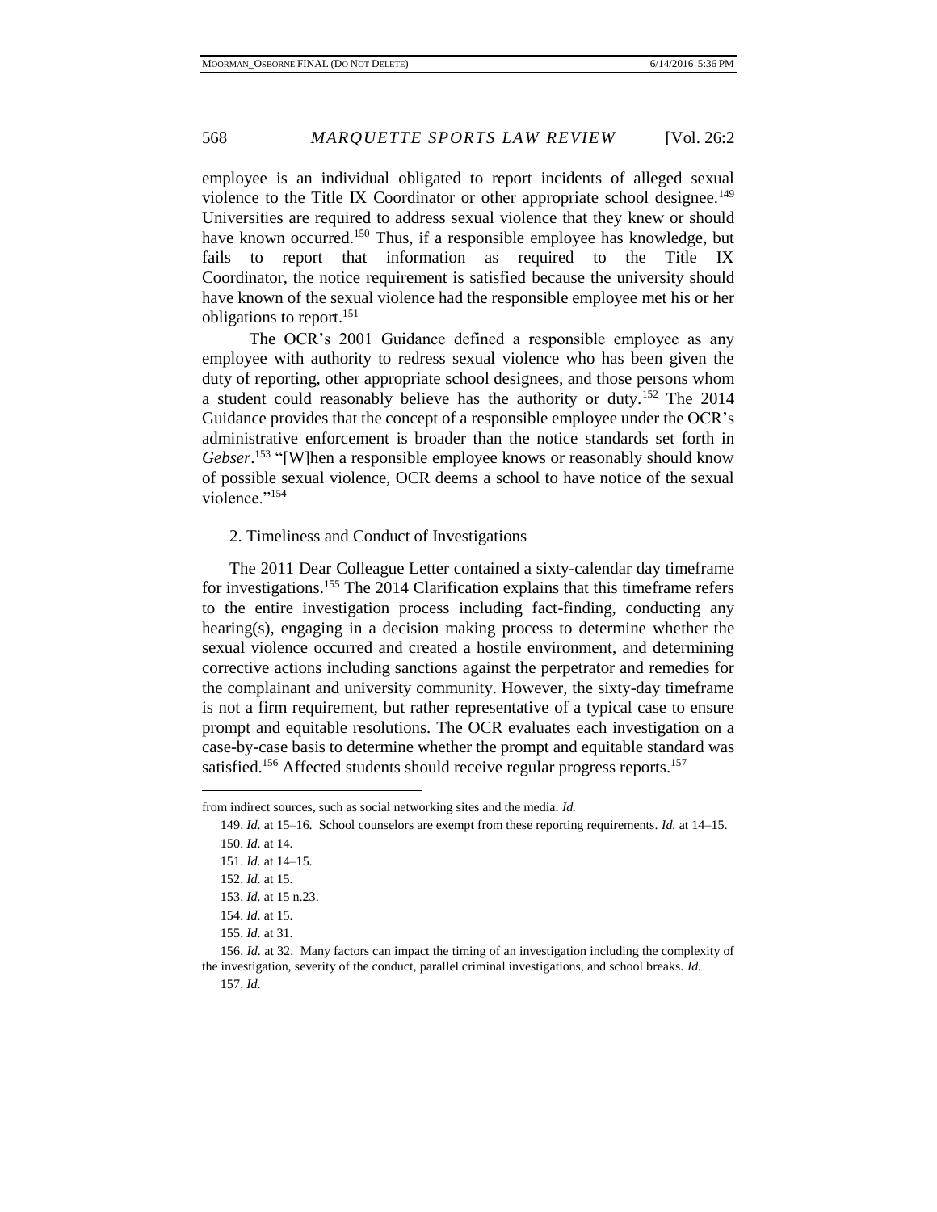employee is an individual obligated to report incidents of alleged sexual violence to the Title IX Coordinator or other appropriate school designee.[149] Universities are required to address sexual violence that they knew or should have known occurred.[150] Thus, if a responsible employee has knowledge, but fails to report that information as required to the Title IX Coordinator, the notice requirement is satisfied because the university should have known of the sexual violence had the responsible employee met his or her obligations to report.[151]

The OCR's 2001 Guidance defined a responsible employee as any employee with authority to redress sexual violence who has been given the duty of reporting, other appropriate school designees, and those persons whom a student could reasonably believe has the authority or duty.[152] The 2014 Guidance provides that the concept of a responsible employee under the OCR's administrative enforcement is broader than the notice standards set forth in *Gebser*.[153] "[W]hen a responsible employee knows or reasonably should know of possible sexual violence, OCR deems a school to have notice of the sexual violence."[154]

### 2. Timeliness and Conduct of Investigations

The 2011 Dear Colleague Letter contained a sixty-calendar day timeframe for investigations.[155] The 2014 Clarification explains that this timeframe refers to the entire investigation process including fact-finding, conducting any hearing(s), engaging in a decision making process to determine whether the sexual violence occurred and created a hostile environment, and determining corrective actions including sanctions against the perpetrator and remedies for the complainant and university community. However, the sixty-day timeframe is not a firm requirement, but rather representative of a typical case to ensure prompt and equitable resolutions. The OCR evaluates each investigation on a case-by-case basis to determine whether the prompt and equitable standard was satisfied.[156] Affected students should receive regular progress reports.[157]

---

from indirect sources, such as social networking sites and the media. *Id.*

149. *Id.* at 15–16. School counselors are exempt from these reporting requirements. *Id.* at 14–15.

150. *Id.* at 14.

151. *Id.* at 14–15.

152. *Id.* at 15.

153. *Id.* at 15 n.23.

154. *Id.* at 15.

155. *Id.* at 31.

156. *Id.* at 32. Many factors can impact the timing of an investigation including the complexity of the investigation, severity of the conduct, parallel criminal investigations, and school breaks. *Id.*

157. *Id.*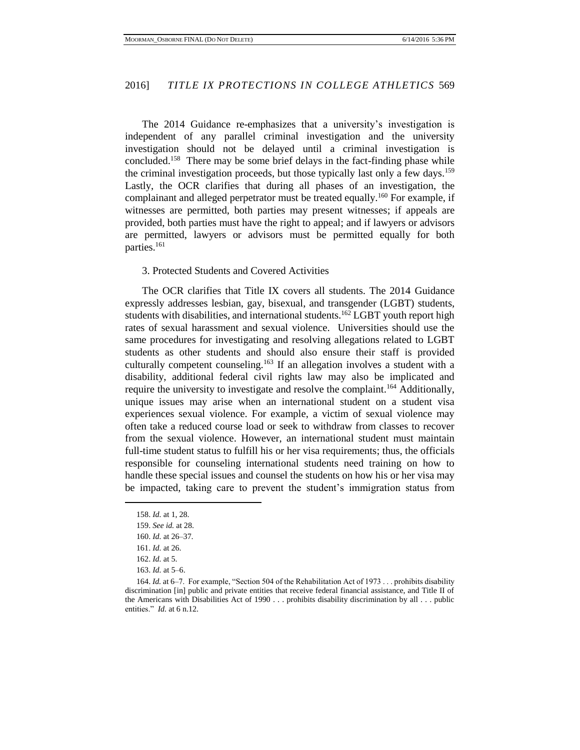The 2014 Guidance re-emphasizes that a university's investigation is independent of any parallel criminal investigation and the university investigation should not be delayed until a criminal investigation is concluded.[158] There may be some brief delays in the fact-finding phase while the criminal investigation proceeds, but those typically last only a few days.[159] Lastly, the OCR clarifies that during all phases of an investigation, the complainant and alleged perpetrator must be treated equally.[160] For example, if witnesses are permitted, both parties may present witnesses; if appeals are provided, both parties must have the right to appeal; and if lawyers or advisors are permitted, lawyers or advisors must be permitted equally for both parties.[161]

### 3. Protected Students and Covered Activities

The OCR clarifies that Title IX covers all students. The 2014 Guidance expressly addresses lesbian, gay, bisexual, and transgender (LGBT) students, students with disabilities, and international students.[162] LGBT youth report high rates of sexual harassment and sexual violence. Universities should use the same procedures for investigating and resolving allegations related to LGBT students as other students and should also ensure their staff is provided culturally competent counseling.[163] If an allegation involves a student with a disability, additional federal civil rights law may also be implicated and require the university to investigate and resolve the complaint.[164] Additionally, unique issues may arise when an international student on a student visa experiences sexual violence. For example, a victim of sexual violence may often take a reduced course load or seek to withdraw from classes to recover from the sexual violence. However, an international student must maintain full-time student status to fulfill his or her visa requirements; thus, the officials responsible for counseling international students need training on how to handle these special issues and counsel the students on how his or her visa may be impacted, taking care to prevent the student's immigration status from

---

158. *Id.* at 1, 28.

159. *See id.* at 28.

160. *Id.* at 26–37.

161. *Id.* at 26.

162. *Id.* at 5.

163. *Id.* at 5–6.

164. *Id.* at 6–7. For example, "Section 504 of the Rehabilitation Act of 1973 . . . prohibits disability discrimination [in] public and private entities that receive federal financial assistance, and Title II of the Americans with Disabilities Act of 1990 . . . prohibits disability discrimination by all . . . public entities." *Id.* at 6 n.12.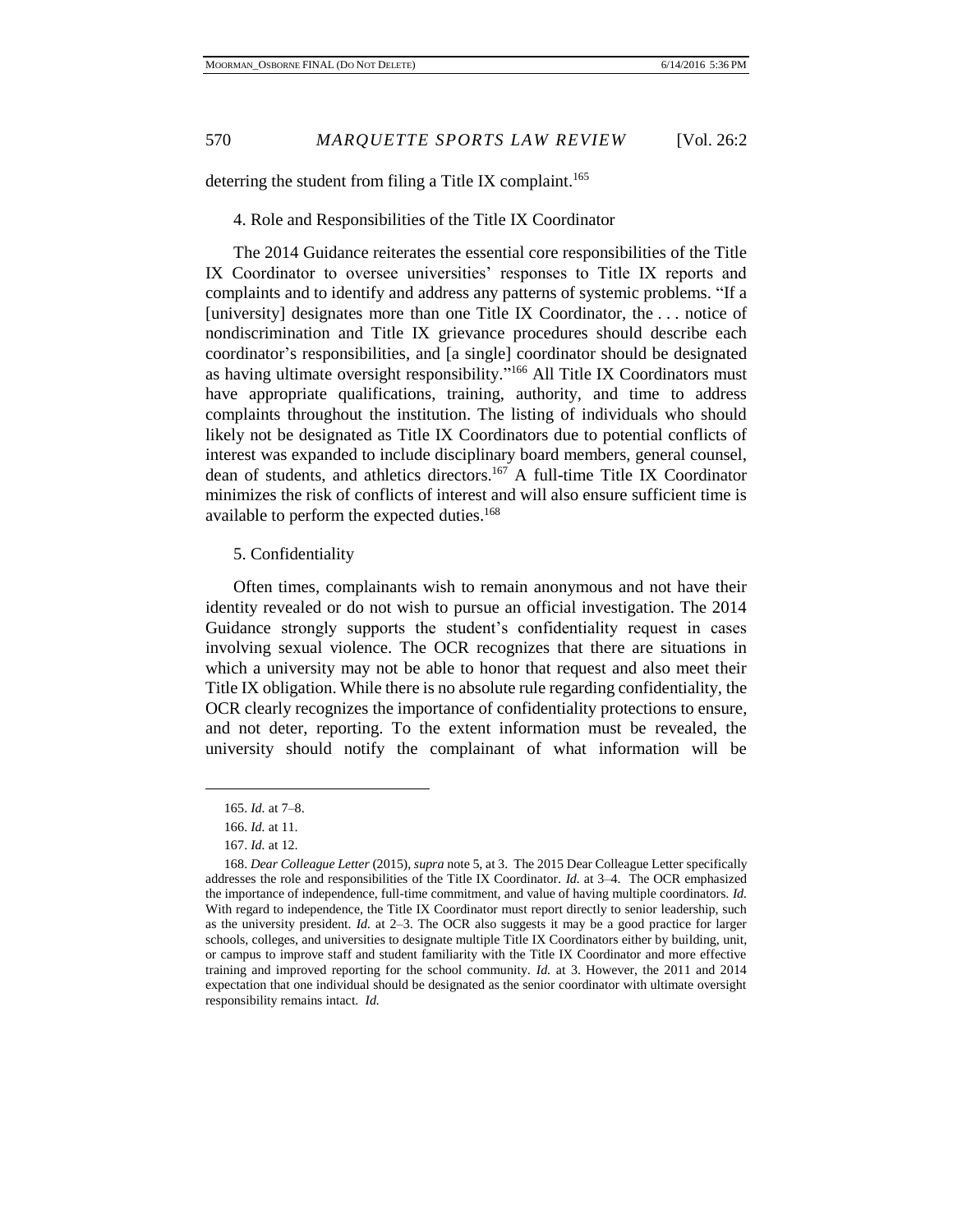deterring the student from filing a Title IX complaint.[165]

4. Role and Responsibilities of the Title IX Coordinator

The 2014 Guidance reiterates the essential core responsibilities of the Title IX Coordinator to oversee universities' responses to Title IX reports and complaints and to identify and address any patterns of systemic problems. "If a [university] designates more than one Title IX Coordinator, the . . . notice of nondiscrimination and Title IX grievance procedures should describe each coordinator's responsibilities, and [a single] coordinator should be designated as having ultimate oversight responsibility."[166] All Title IX Coordinators must have appropriate qualifications, training, authority, and time to address complaints throughout the institution. The listing of individuals who should likely not be designated as Title IX Coordinators due to potential conflicts of interest was expanded to include disciplinary board members, general counsel, dean of students, and athletics directors.[167] A full-time Title IX Coordinator minimizes the risk of conflicts of interest and will also ensure sufficient time is available to perform the expected duties.[168]

5. Confidentiality

Often times, complainants wish to remain anonymous and not have their identity revealed or do not wish to pursue an official investigation. The 2014 Guidance strongly supports the student's confidentiality request in cases involving sexual violence. The OCR recognizes that there are situations in which a university may not be able to honor that request and also meet their Title IX obligation. While there is no absolute rule regarding confidentiality, the OCR clearly recognizes the importance of confidentiality protections to ensure, and not deter, reporting. To the extent information must be revealed, the university should notify the complainant of what information will be

---

165. *Id.* at 7–8.

166. *Id.* at 11.

167. *Id.* at 12.

168. *Dear Colleague Letter* (2015), *supra* note 5, at 3. The 2015 Dear Colleague Letter specifically addresses the role and responsibilities of the Title IX Coordinator. *Id.* at 3–4. The OCR emphasized the importance of independence, full-time commitment, and value of having multiple coordinators. *Id.* With regard to independence, the Title IX Coordinator must report directly to senior leadership, such as the university president. *Id.* at 2–3. The OCR also suggests it may be a good practice for larger schools, colleges, and universities to designate multiple Title IX Coordinators either by building, unit, or campus to improve staff and student familiarity with the Title IX Coordinator and more effective training and improved reporting for the school community. *Id.* at 3. However, the 2011 and 2014 expectation that one individual should be designated as the senior coordinator with ultimate oversight responsibility remains intact. *Id.*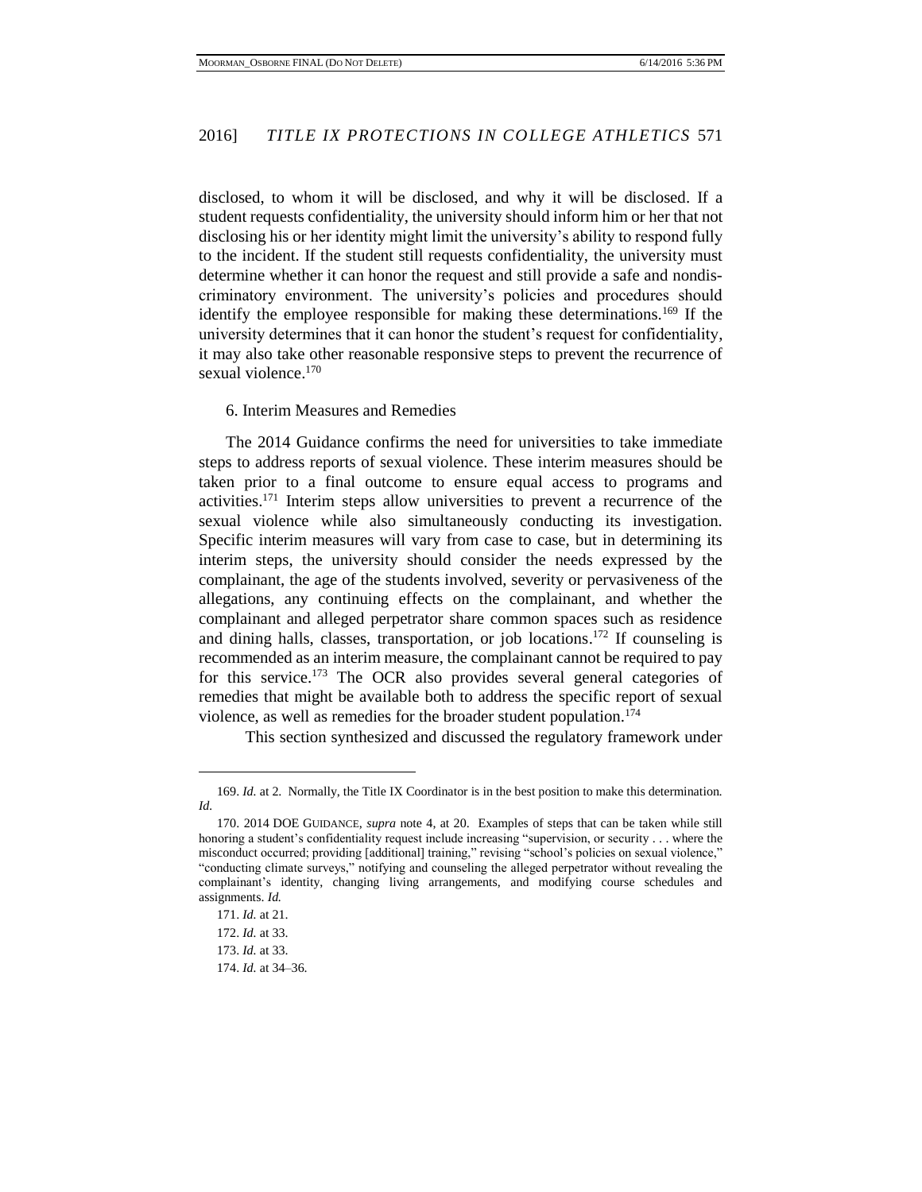disclosed, to whom it will be disclosed, and why it will be disclosed. If a student requests confidentiality, the university should inform him or her that not disclosing his or her identity might limit the university's ability to respond fully to the incident. If the student still requests confidentiality, the university must determine whether it can honor the request and still provide a safe and nondiscriminatory environment. The university's policies and procedures should identify the employee responsible for making these determinations.[169] If the university determines that it can honor the student's request for confidentiality, it may also take other reasonable responsive steps to prevent the recurrence of sexual violence.[170]

6. Interim Measures and Remedies

The 2014 Guidance confirms the need for universities to take immediate steps to address reports of sexual violence. These interim measures should be taken prior to a final outcome to ensure equal access to programs and activities.[171] Interim steps allow universities to prevent a recurrence of the sexual violence while also simultaneously conducting its investigation. Specific interim measures will vary from case to case, but in determining its interim steps, the university should consider the needs expressed by the complainant, the age of the students involved, severity or pervasiveness of the allegations, any continuing effects on the complainant, and whether the complainant and alleged perpetrator share common spaces such as residence and dining halls, classes, transportation, or job locations.[172] If counseling is recommended as an interim measure, the complainant cannot be required to pay for this service.[173] The OCR also provides several general categories of remedies that might be available both to address the specific report of sexual violence, as well as remedies for the broader student population.[174]

This section synthesized and discussed the regulatory framework under

---

169. *Id.* at 2. Normally, the Title IX Coordinator is in the best position to make this determination. *Id.*

170. 2014 DOE GUIDANCE, *supra* note 4, at 20. Examples of steps that can be taken while still honoring a student's confidentiality request include increasing "supervision, or security . . . where the misconduct occurred; providing [additional] training," revising "school's policies on sexual violence," "conducting climate surveys," notifying and counseling the alleged perpetrator without revealing the complainant's identity, changing living arrangements, and modifying course schedules and assignments. *Id.*

171. *Id.* at 21.

172. *Id.* at 33.

173. *Id.* at 33.

174. *Id.* at 34–36.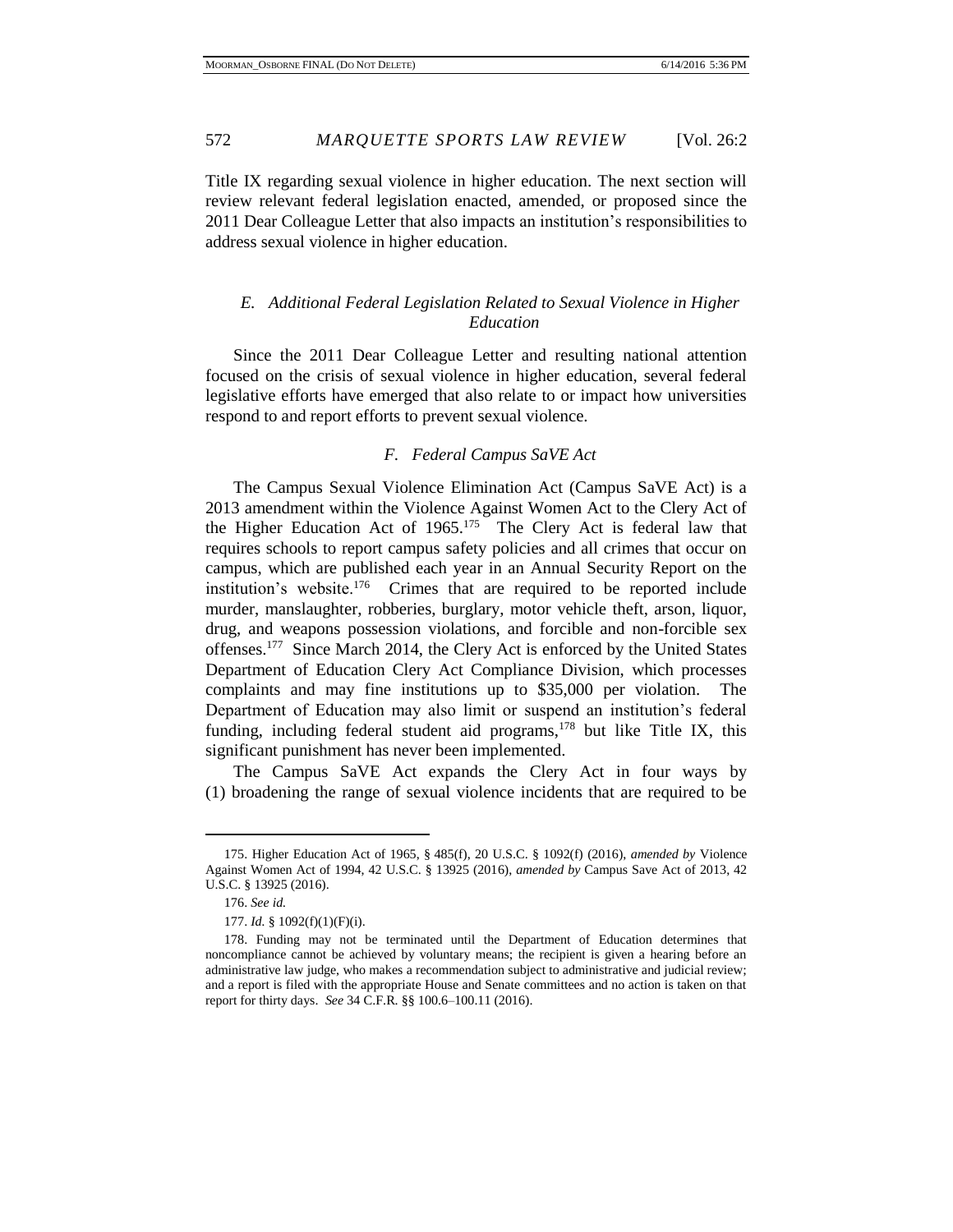Title IX regarding sexual violence in higher education. The next section will review relevant federal legislation enacted, amended, or proposed since the 2011 Dear Colleague Letter that also impacts an institution's responsibilities to address sexual violence in higher education.

### *E. Additional Federal Legislation Related to Sexual Violence in Higher Education*

Since the 2011 Dear Colleague Letter and resulting national attention focused on the crisis of sexual violence in higher education, several federal legislative efforts have emerged that also relate to or impact how universities respond to and report efforts to prevent sexual violence.

### *F. Federal Campus SaVE Act*

The Campus Sexual Violence Elimination Act (Campus SaVE Act) is a 2013 amendment within the Violence Against Women Act to the Clery Act of the Higher Education Act of 1965.[175] The Clery Act is federal law that requires schools to report campus safety policies and all crimes that occur on campus, which are published each year in an Annual Security Report on the institution's website.[176] Crimes that are required to be reported include murder, manslaughter, robberies, burglary, motor vehicle theft, arson, liquor, drug, and weapons possession violations, and forcible and non-forcible sex offenses.[177] Since March 2014, the Clery Act is enforced by the United States Department of Education Clery Act Compliance Division, which processes complaints and may fine institutions up to $35,000 per violation. The Department of Education may also limit or suspend an institution's federal funding, including federal student aid programs,[178] but like Title IX, this significant punishment has never been implemented.

The Campus SaVE Act expands the Clery Act in four ways by (1) broadening the range of sexual violence incidents that are required to be

---

175. Higher Education Act of 1965, § 485(f), 20 U.S.C. § 1092(f) (2016), *amended by* Violence Against Women Act of 1994, 42 U.S.C. § 13925 (2016), *amended by* Campus Save Act of 2013, 42 U.S.C. § 13925 (2016).

176. *See id.*

177. *Id.* § 1092(f)(1)(F)(i).

178. Funding may not be terminated until the Department of Education determines that noncompliance cannot be achieved by voluntary means; the recipient is given a hearing before an administrative law judge, who makes a recommendation subject to administrative and judicial review; and a report is filed with the appropriate House and Senate committees and no action is taken on that report for thirty days. *See* 34 C.F.R. §§ 100.6–100.11 (2016).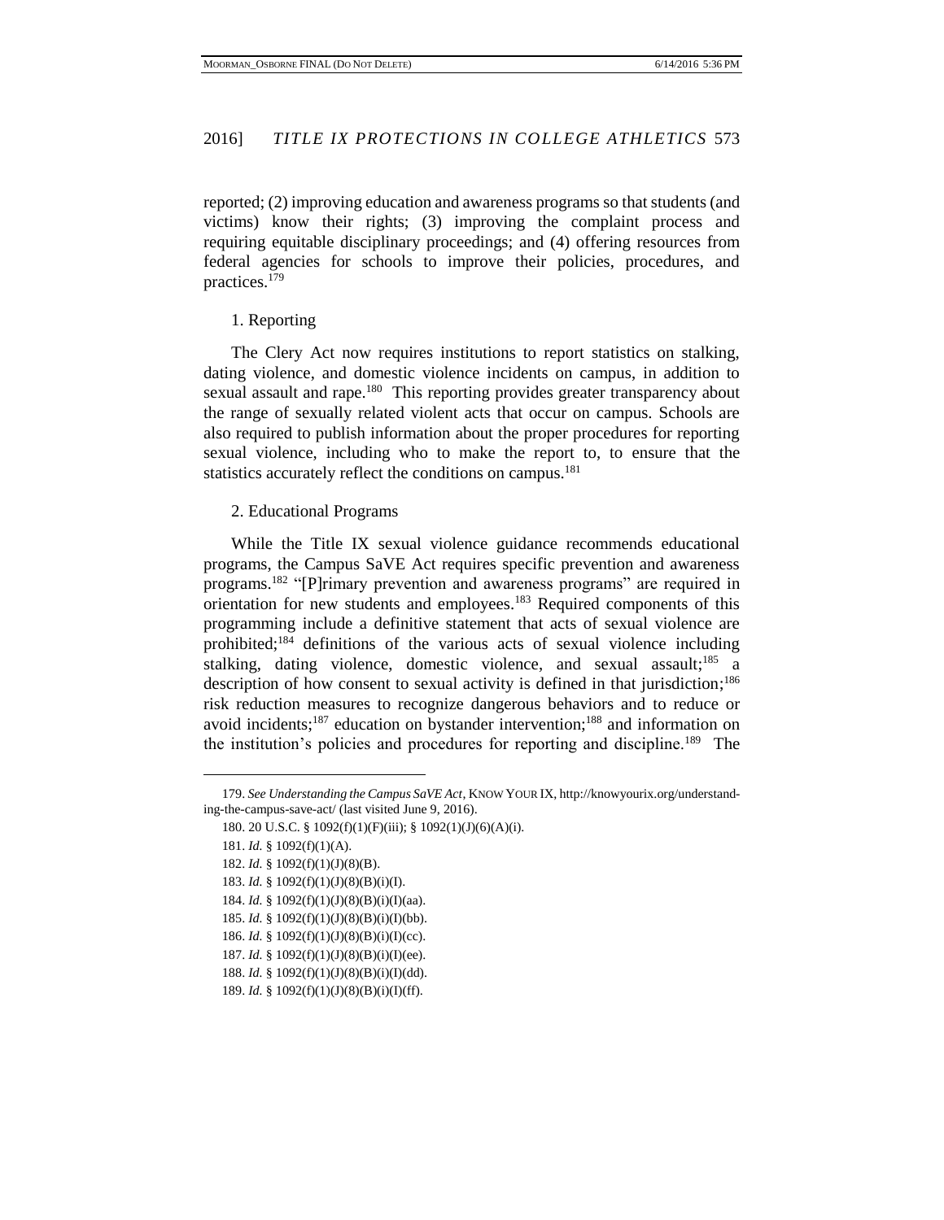reported; (2) improving education and awareness programs so that students (and victims) know their rights; (3) improving the complaint process and requiring equitable disciplinary proceedings; and (4) offering resources from federal agencies for schools to improve their policies, procedures, and practices.[179]

1. Reporting

The Clery Act now requires institutions to report statistics on stalking, dating violence, and domestic violence incidents on campus, in addition to sexual assault and rape.[180] This reporting provides greater transparency about the range of sexually related violent acts that occur on campus. Schools are also required to publish information about the proper procedures for reporting sexual violence, including who to make the report to, to ensure that the statistics accurately reflect the conditions on campus.[181]

2. Educational Programs

While the Title IX sexual violence guidance recommends educational programs, the Campus SaVE Act requires specific prevention and awareness programs.[182] "[P]rimary prevention and awareness programs" are required in orientation for new students and employees.[183] Required components of this programming include a definitive statement that acts of sexual violence are prohibited;[184] definitions of the various acts of sexual violence including stalking, dating violence, domestic violence, and sexual assault;[185] a description of how consent to sexual activity is defined in that jurisdiction;[186] risk reduction measures to recognize dangerous behaviors and to reduce or avoid incidents;[187] education on bystander intervention;[188] and information on the institution's policies and procedures for reporting and discipline.[189] The

---

179. *See Understanding the Campus SaVE Act*, KNOW YOUR IX, http://knowyourix.org/understanding-the-campus-save-act/ (last visited June 9, 2016).

180. 20 U.S.C. § 1092(f)(1)(F)(iii); § 1092(1)(J)(6)(A)(i).

181. *Id.* § 1092(f)(1)(A).

182. *Id.* § 1092(f)(1)(J)(8)(B).

183. *Id.* § 1092(f)(1)(J)(8)(B)(i)(I).

184. *Id.* § 1092(f)(1)(J)(8)(B)(i)(I)(aa).

185. *Id.* § 1092(f)(1)(J)(8)(B)(i)(I)(bb).

186. *Id.* § 1092(f)(1)(J)(8)(B)(i)(I)(cc).

187. *Id.* § 1092(f)(1)(J)(8)(B)(i)(I)(ee).

188. *Id.* § 1092(f)(1)(J)(8)(B)(i)(I)(dd).

189. *Id.* § 1092(f)(1)(J)(8)(B)(i)(I)(ff).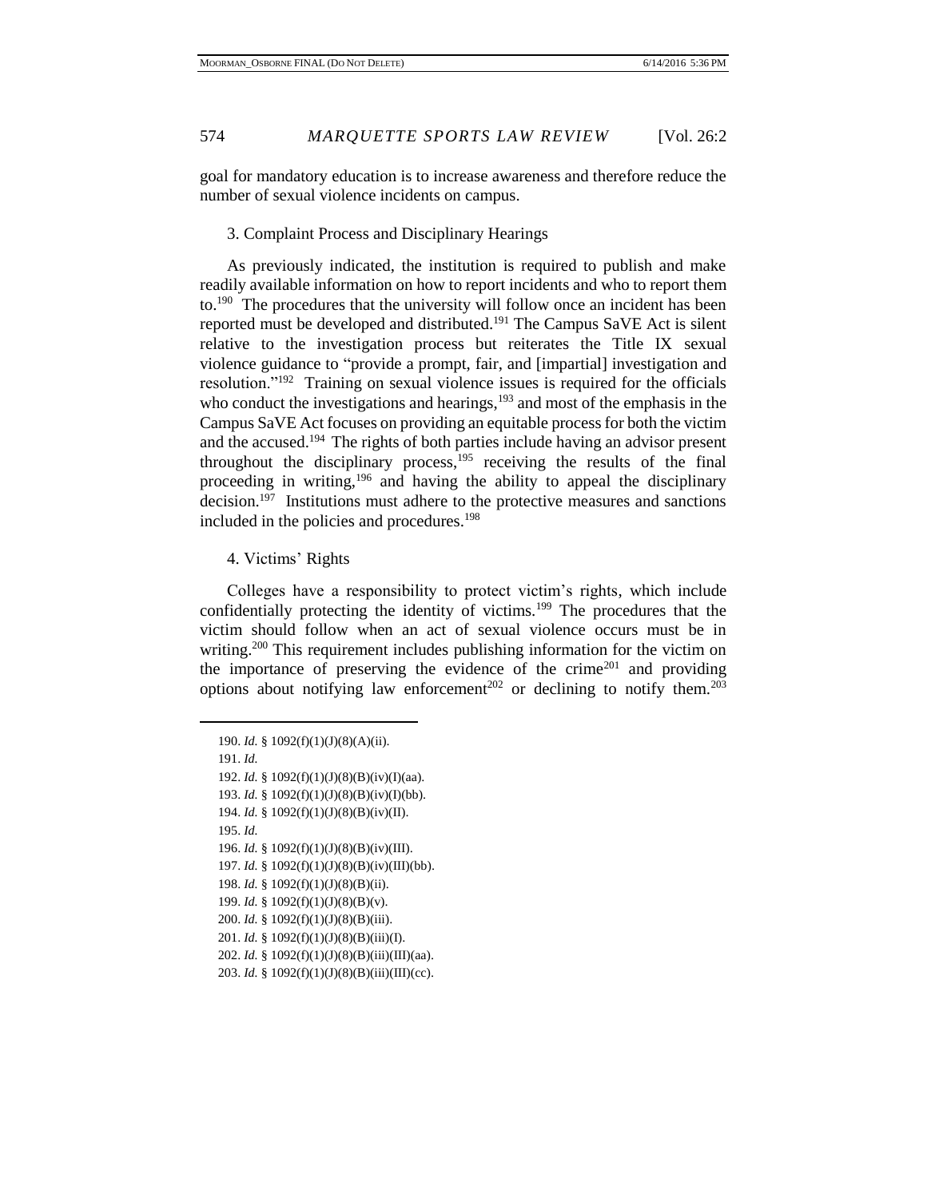goal for mandatory education is to increase awareness and therefore reduce the number of sexual violence incidents on campus.

### 3. Complaint Process and Disciplinary Hearings

As previously indicated, the institution is required to publish and make readily available information on how to report incidents and who to report them to.[190] The procedures that the university will follow once an incident has been reported must be developed and distributed.[191] The Campus SaVE Act is silent relative to the investigation process but reiterates the Title IX sexual violence guidance to "provide a prompt, fair, and [impartial] investigation and resolution."[192] Training on sexual violence issues is required for the officials who conduct the investigations and hearings,[193] and most of the emphasis in the Campus SaVE Act focuses on providing an equitable process for both the victim and the accused.[194] The rights of both parties include having an advisor present throughout the disciplinary process,[195] receiving the results of the final proceeding in writing,[196] and having the ability to appeal the disciplinary decision.[197] Institutions must adhere to the protective measures and sanctions included in the policies and procedures.[198]

### 4. Victims' Rights

Colleges have a responsibility to protect victim's rights, which include confidentially protecting the identity of victims.[199] The procedures that the victim should follow when an act of sexual violence occurs must be in writing.[200] This requirement includes publishing information for the victim on the importance of preserving the evidence of the crime[201] and providing options about notifying law enforcement[202] or declining to notify them.[203]

---

190. *Id.* § 1092(f)(1)(J)(8)(A)(ii).

191. *Id.*

192. *Id.* § 1092(f)(1)(J)(8)(B)(iv)(I)(aa).

193. *Id.* § 1092(f)(1)(J)(8)(B)(iv)(I)(bb).

194. *Id.* § 1092(f)(1)(J)(8)(B)(iv)(II).

195. *Id.*

196. *Id.* § 1092(f)(1)(J)(8)(B)(iv)(III).

197. *Id.* § 1092(f)(1)(J)(8)(B)(iv)(III)(bb).

198. *Id.* § 1092(f)(1)(J)(8)(B)(ii).

199. *Id.* § 1092(f)(1)(J)(8)(B)(v).

200. *Id.* § 1092(f)(1)(J)(8)(B)(iii).

201. *Id.* § 1092(f)(1)(J)(8)(B)(iii)(I).

202. *Id.* § 1092(f)(1)(J)(8)(B)(iii)(III)(aa).

203. *Id.* § 1092(f)(1)(J)(8)(B)(iii)(III)(cc).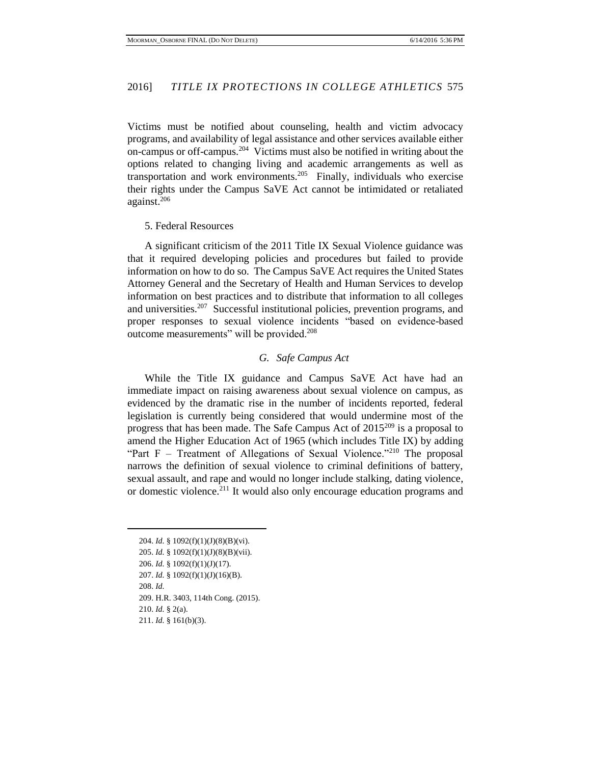Victims must be notified about counseling, health and victim advocacy programs, and availability of legal assistance and other services available either on-campus or off-campus.[204] Victims must also be notified in writing about the options related to changing living and academic arrangements as well as transportation and work environments.[205] Finally, individuals who exercise their rights under the Campus SaVE Act cannot be intimidated or retaliated against.[206]

5. Federal Resources

A significant criticism of the 2011 Title IX Sexual Violence guidance was that it required developing policies and procedures but failed to provide information on how to do so. The Campus SaVE Act requires the United States Attorney General and the Secretary of Health and Human Services to develop information on best practices and to distribute that information to all colleges and universities.[207] Successful institutional policies, prevention programs, and proper responses to sexual violence incidents "based on evidence-based outcome measurements" will be provided.[208]

### *G. Safe Campus Act*

While the Title IX guidance and Campus SaVE Act have had an immediate impact on raising awareness about sexual violence on campus, as evidenced by the dramatic rise in the number of incidents reported, federal legislation is currently being considered that would undermine most of the progress that has been made. The Safe Campus Act of 2015[209] is a proposal to amend the Higher Education Act of 1965 (which includes Title IX) by adding "Part F – Treatment of Allegations of Sexual Violence."[210] The proposal narrows the definition of sexual violence to criminal definitions of battery, sexual assault, and rape and would no longer include stalking, dating violence, or domestic violence.[211] It would also only encourage education programs and

---

204. *Id.* § 1092(f)(1)(J)(8)(B)(vi).

205. *Id.* § 1092(f)(1)(J)(8)(B)(vii).

206. *Id.* § 1092(f)(1)(J)(17).

207. *Id.* § 1092(f)(1)(J)(16)(B).

208. *Id.*

209. H.R. 3403, 114th Cong. (2015).

210. *Id.* § 2(a).

211. *Id.* § 161(b)(3).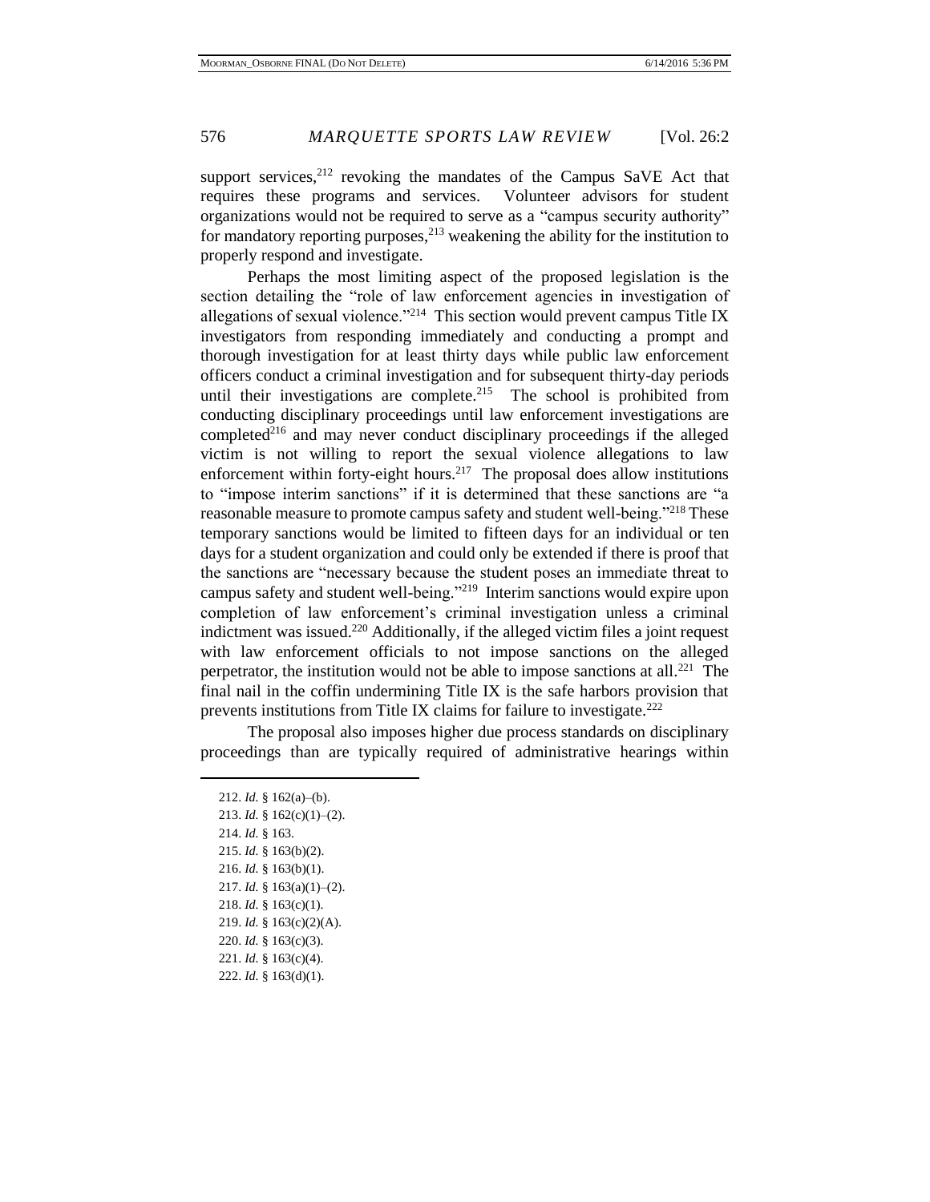support services,[212] revoking the mandates of the Campus SaVE Act that requires these programs and services. Volunteer advisors for student organizations would not be required to serve as a "campus security authority" for mandatory reporting purposes,[213] weakening the ability for the institution to properly respond and investigate.

Perhaps the most limiting aspect of the proposed legislation is the section detailing the "role of law enforcement agencies in investigation of allegations of sexual violence."[214] This section would prevent campus Title IX investigators from responding immediately and conducting a prompt and thorough investigation for at least thirty days while public law enforcement officers conduct a criminal investigation and for subsequent thirty-day periods until their investigations are complete.[215] The school is prohibited from conducting disciplinary proceedings until law enforcement investigations are completed[216] and may never conduct disciplinary proceedings if the alleged victim is not willing to report the sexual violence allegations to law enforcement within forty-eight hours.[217] The proposal does allow institutions to "impose interim sanctions" if it is determined that these sanctions are "a reasonable measure to promote campus safety and student well-being."[218] These temporary sanctions would be limited to fifteen days for an individual or ten days for a student organization and could only be extended if there is proof that the sanctions are "necessary because the student poses an immediate threat to campus safety and student well-being."[219] Interim sanctions would expire upon completion of law enforcement's criminal investigation unless a criminal indictment was issued.[220] Additionally, if the alleged victim files a joint request with law enforcement officials to not impose sanctions on the alleged perpetrator, the institution would not be able to impose sanctions at all.[221] The final nail in the coffin undermining Title IX is the safe harbors provision that prevents institutions from Title IX claims for failure to investigate.[222]

The proposal also imposes higher due process standards on disciplinary proceedings than are typically required of administrative hearings within

---

212. *Id.* § 162(a)–(b).
213. *Id.* § 162(c)(1)–(2).
214. *Id.* § 163.
215. *Id.* § 163(b)(2).
216. *Id.* § 163(b)(1).
217. *Id.* § 163(a)(1)–(2).
218. *Id.* § 163(c)(1).
219. *Id.* § 163(c)(2)(A).
220. *Id.* § 163(c)(3).
221. *Id.* § 163(c)(4).
222. *Id.* § 163(d)(1).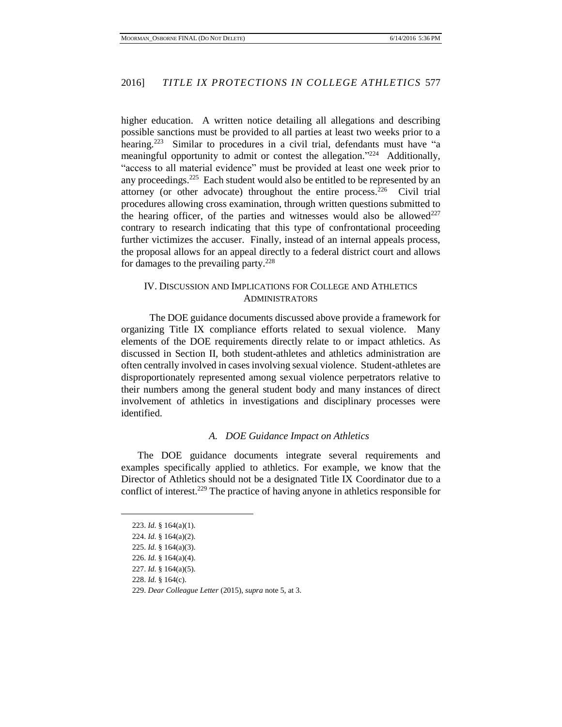higher education. A written notice detailing all allegations and describing possible sanctions must be provided to all parties at least two weeks prior to a hearing.[223] Similar to procedures in a civil trial, defendants must have "a meaningful opportunity to admit or contest the allegation."[224] Additionally, "access to all material evidence" must be provided at least one week prior to any proceedings.[225] Each student would also be entitled to be represented by an attorney (or other advocate) throughout the entire process.[226] Civil trial procedures allowing cross examination, through written questions submitted to the hearing officer, of the parties and witnesses would also be allowed[227] contrary to research indicating that this type of confrontational proceeding further victimizes the accuser. Finally, instead of an internal appeals process, the proposal allows for an appeal directly to a federal district court and allows for damages to the prevailing party.[228]

## IV. DISCUSSION AND IMPLICATIONS FOR COLLEGE AND ATHLETICS ADMINISTRATORS

The DOE guidance documents discussed above provide a framework for organizing Title IX compliance efforts related to sexual violence. Many elements of the DOE requirements directly relate to or impact athletics. As discussed in Section II, both student-athletes and athletics administration are often centrally involved in cases involving sexual violence. Student-athletes are disproportionately represented among sexual violence perpetrators relative to their numbers among the general student body and many instances of direct involvement of athletics in investigations and disciplinary processes were identified.

### *A. DOE Guidance Impact on Athletics*

The DOE guidance documents integrate several requirements and examples specifically applied to athletics. For example, we know that the Director of Athletics should not be a designated Title IX Coordinator due to a conflict of interest.[229] The practice of having anyone in athletics responsible for

---

223. *Id.* § 164(a)(1).

224. *Id.* § 164(a)(2).

225. *Id.* § 164(a)(3).

226. *Id.* § 164(a)(4).

227. *Id.* § 164(a)(5).

228. *Id.* § 164(c).

229. *Dear Colleague Letter* (2015), *supra* note 5, at 3.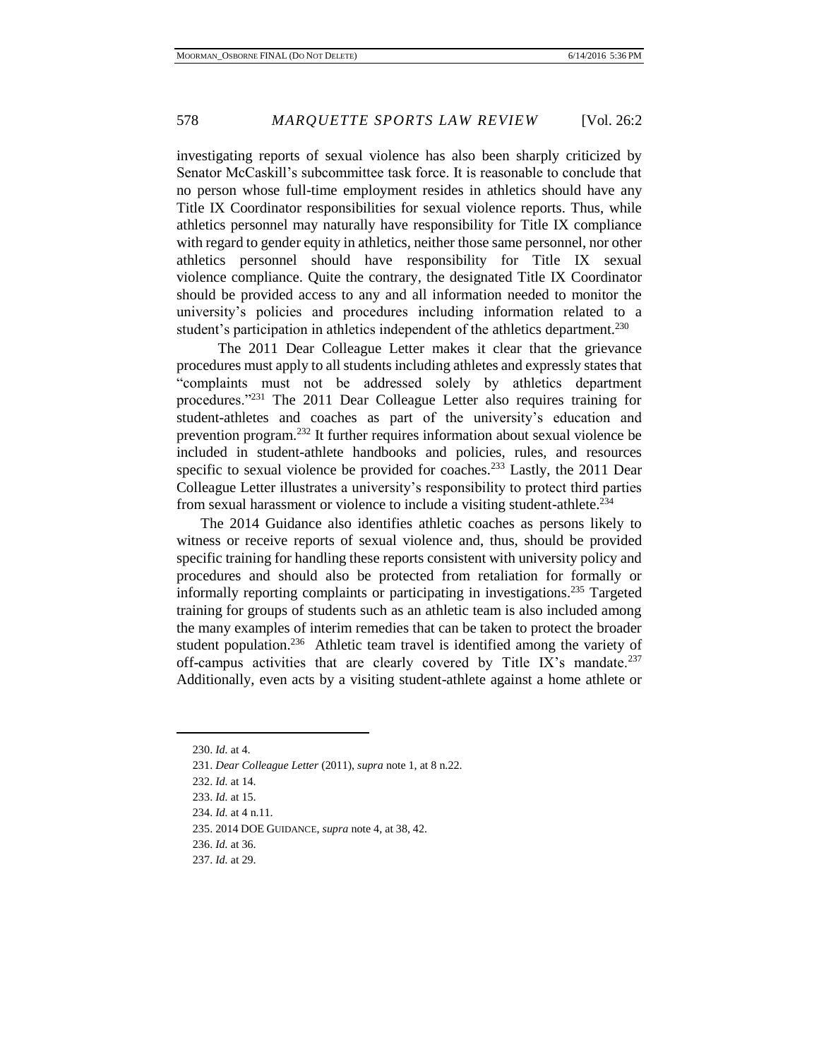investigating reports of sexual violence has also been sharply criticized by Senator McCaskill's subcommittee task force. It is reasonable to conclude that no person whose full-time employment resides in athletics should have any Title IX Coordinator responsibilities for sexual violence reports. Thus, while athletics personnel may naturally have responsibility for Title IX compliance with regard to gender equity in athletics, neither those same personnel, nor other athletics personnel should have responsibility for Title IX sexual violence compliance. Quite the contrary, the designated Title IX Coordinator should be provided access to any and all information needed to monitor the university's policies and procedures including information related to a student's participation in athletics independent of the athletics department.[230]

The 2011 Dear Colleague Letter makes it clear that the grievance procedures must apply to all students including athletes and expressly states that "complaints must not be addressed solely by athletics department procedures."[231] The 2011 Dear Colleague Letter also requires training for student-athletes and coaches as part of the university's education and prevention program.[232] It further requires information about sexual violence be included in student-athlete handbooks and policies, rules, and resources specific to sexual violence be provided for coaches.[233] Lastly, the 2011 Dear Colleague Letter illustrates a university's responsibility to protect third parties from sexual harassment or violence to include a visiting student-athlete.[234]

The 2014 Guidance also identifies athletic coaches as persons likely to witness or receive reports of sexual violence and, thus, should be provided specific training for handling these reports consistent with university policy and procedures and should also be protected from retaliation for formally or informally reporting complaints or participating in investigations.[235] Targeted training for groups of students such as an athletic team is also included among the many examples of interim remedies that can be taken to protect the broader student population.[236] Athletic team travel is identified among the variety of off-campus activities that are clearly covered by Title IX's mandate.[237] Additionally, even acts by a visiting student-athlete against a home athlete or

230. *Id.* at 4.

231. *Dear Colleague Letter* (2011), *supra* note 1, at 8 n.22.

232. *Id.* at 14.

233. *Id.* at 15.

234. *Id.* at 4 n.11.

235. 2014 DOE GUIDANCE, *supra* note 4, at 38, 42.

236. *Id.* at 36.

237. *Id.* at 29.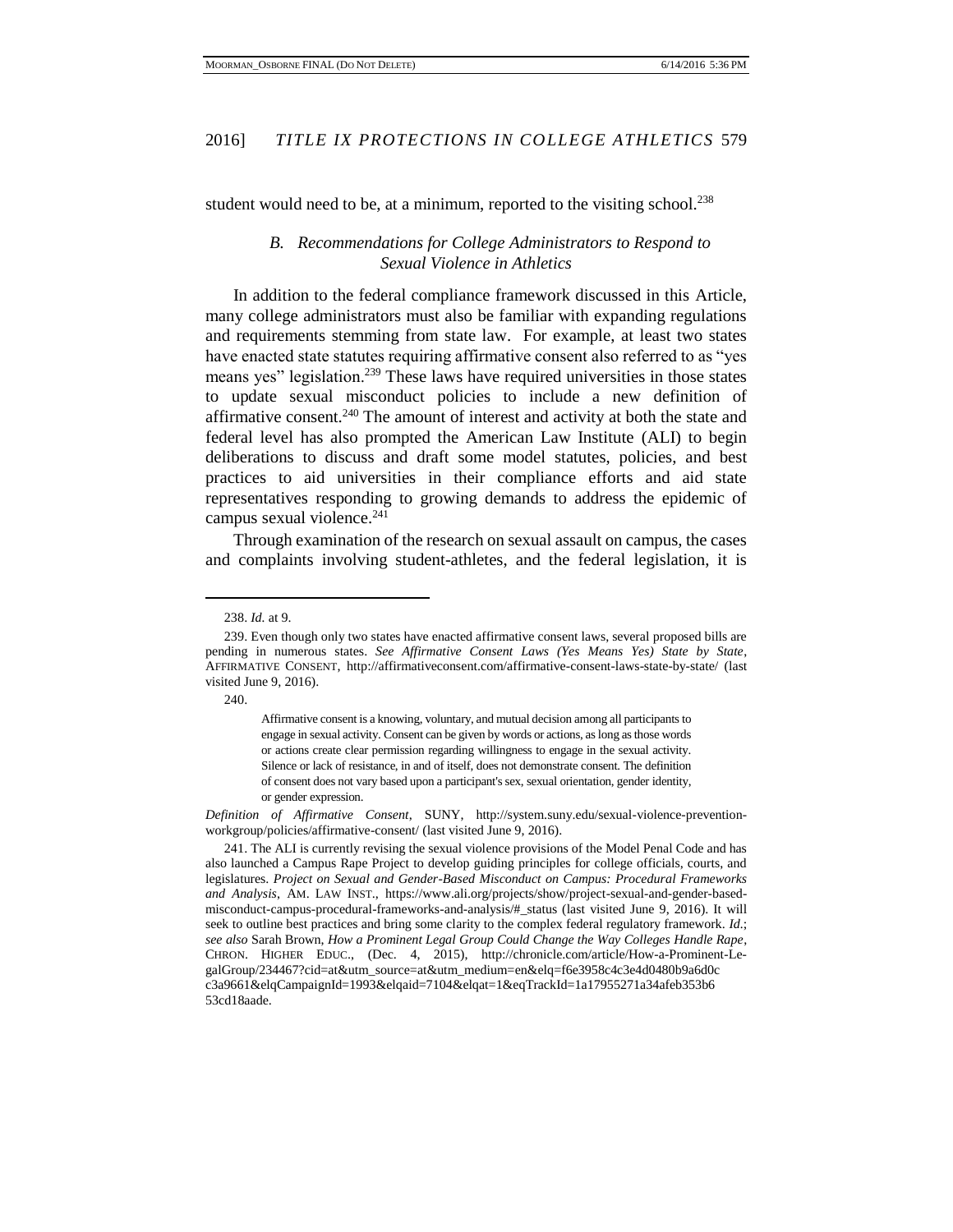student would need to be, at a minimum, reported to the visiting school.[238]

### *B. Recommendations for College Administrators to Respond to Sexual Violence in Athletics*

In addition to the federal compliance framework discussed in this Article, many college administrators must also be familiar with expanding regulations and requirements stemming from state law. For example, at least two states have enacted state statutes requiring affirmative consent also referred to as "yes means yes" legislation.[239] These laws have required universities in those states to update sexual misconduct policies to include a new definition of affirmative consent.[240] The amount of interest and activity at both the state and federal level has also prompted the American Law Institute (ALI) to begin deliberations to discuss and draft some model statutes, policies, and best practices to aid universities in their compliance efforts and aid state representatives responding to growing demands to address the epidemic of campus sexual violence.[241]

Through examination of the research on sexual assault on campus, the cases and complaints involving student-athletes, and the federal legislation, it is

---

238. *Id.* at 9.

239. Even though only two states have enacted affirmative consent laws, several proposed bills are pending in numerous states. *See Affirmative Consent Laws (Yes Means Yes) State by State*, AFFIRMATIVE CONSENT, http://affirmativeconsent.com/affirmative-consent-laws-state-by-state/ (last visited June 9, 2016).

240.

> Affirmative consent is a knowing, voluntary, and mutual decision among all participants to engage in sexual activity. Consent can be given by words or actions, as long as those words or actions create clear permission regarding willingness to engage in the sexual activity. Silence or lack of resistance, in and of itself, does not demonstrate consent. The definition of consent does not vary based upon a participant's sex, sexual orientation, gender identity, or gender expression.

*Definition of Affirmative Consent*, SUNY, http://system.suny.edu/sexual-violence-prevention-workgroup/policies/affirmative-consent/ (last visited June 9, 2016).

241. The ALI is currently revising the sexual violence provisions of the Model Penal Code and has also launched a Campus Rape Project to develop guiding principles for college officials, courts, and legislatures. *Project on Sexual and Gender-Based Misconduct on Campus: Procedural Frameworks and Analysis*, AM. LAW INST., https://www.ali.org/projects/show/project-sexual-and-gender-based-misconduct-campus-procedural-frameworks-and-analysis/#_status (last visited June 9, 2016). It will seek to outline best practices and bring some clarity to the complex federal regulatory framework. *Id.*; *see also* Sarah Brown, *How a Prominent Legal Group Could Change the Way Colleges Handle Rape*, CHRON. HIGHER EDUC., (Dec. 4, 2015), http://chronicle.com/article/How-a-Prominent-LegalGroup/234467?cid=at&utm_source=at&utm_medium=en&elq=f6e3958c4c3e4d0480b9a6d0cc3a9661&elqCampaignId=1993&elqaid=7104&elqat=1&eqTrackId=1a17955271a34afeb353b653cd18aade.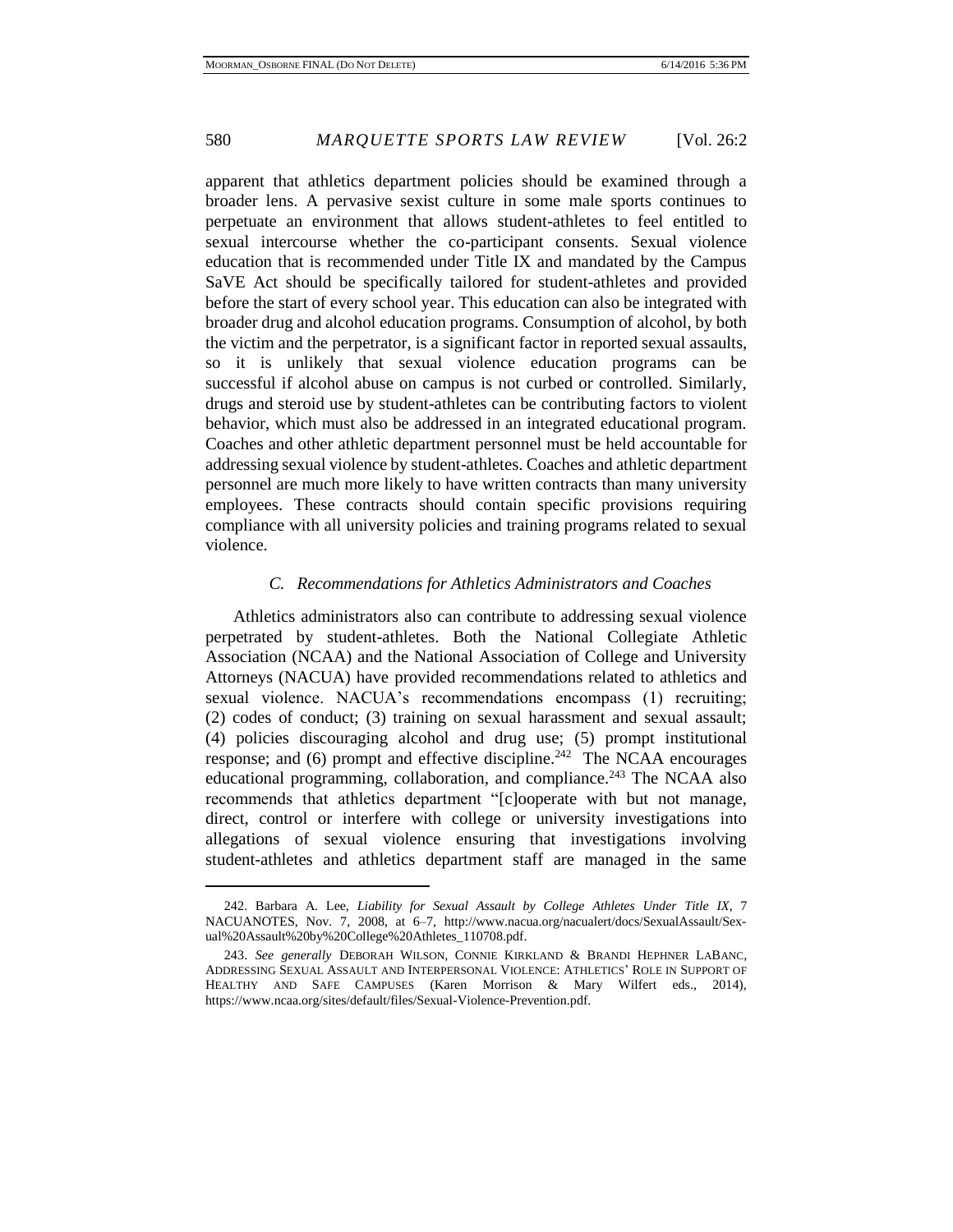apparent that athletics department policies should be examined through a broader lens. A pervasive sexist culture in some male sports continues to perpetuate an environment that allows student-athletes to feel entitled to sexual intercourse whether the co-participant consents. Sexual violence education that is recommended under Title IX and mandated by the Campus SaVE Act should be specifically tailored for student-athletes and provided before the start of every school year. This education can also be integrated with broader drug and alcohol education programs. Consumption of alcohol, by both the victim and the perpetrator, is a significant factor in reported sexual assaults, so it is unlikely that sexual violence education programs can be successful if alcohol abuse on campus is not curbed or controlled. Similarly, drugs and steroid use by student-athletes can be contributing factors to violent behavior, which must also be addressed in an integrated educational program. Coaches and other athletic department personnel must be held accountable for addressing sexual violence by student-athletes. Coaches and athletic department personnel are much more likely to have written contracts than many university employees. These contracts should contain specific provisions requiring compliance with all university policies and training programs related to sexual violence.

### *C. Recommendations for Athletics Administrators and Coaches*

Athletics administrators also can contribute to addressing sexual violence perpetrated by student-athletes. Both the National Collegiate Athletic Association (NCAA) and the National Association of College and University Attorneys (NACUA) have provided recommendations related to athletics and sexual violence. NACUA's recommendations encompass (1) recruiting; (2) codes of conduct; (3) training on sexual harassment and sexual assault; (4) policies discouraging alcohol and drug use; (5) prompt institutional response; and (6) prompt and effective discipline.[242] The NCAA encourages educational programming, collaboration, and compliance.[243] The NCAA also recommends that athletics department "[c]ooperate with but not manage, direct, control or interfere with college or university investigations into allegations of sexual violence ensuring that investigations involving student-athletes and athletics department staff are managed in the same

---

242. Barbara A. Lee, *Liability for Sexual Assault by College Athletes Under Title IX*, 7 NACUANOTES, Nov. 7, 2008, at 6–7, http://www.nacua.org/nacualert/docs/SexualAssault/Sexual%20Assault%20by%20College%20Athletes_110708.pdf.

243. *See generally* DEBORAH WILSON, CONNIE KIRKLAND & BRANDI HEPHNER LABANC, ADDRESSING SEXUAL ASSAULT AND INTERPERSONAL VIOLENCE: ATHLETICS' ROLE IN SUPPORT OF HEALTHY AND SAFE CAMPUSES (Karen Morrison & Mary Wilfert eds., 2014), https://www.ncaa.org/sites/default/files/Sexual-Violence-Prevention.pdf.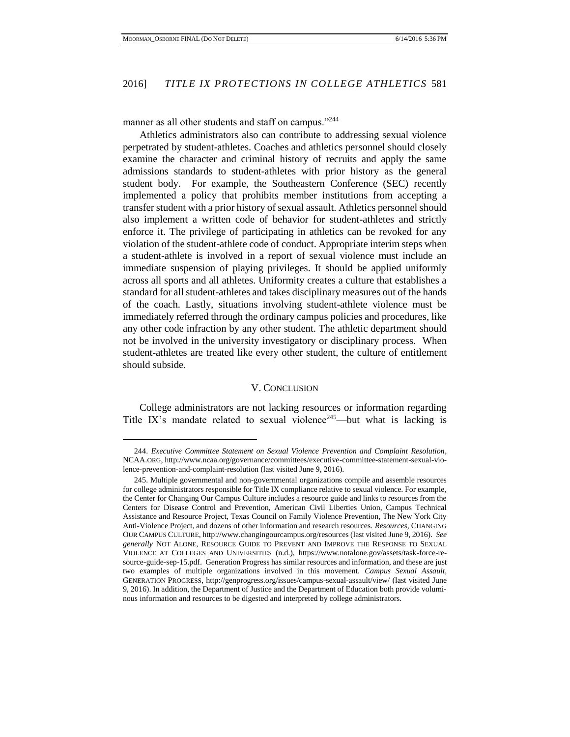manner as all other students and staff on campus."[244]

Athletics administrators also can contribute to addressing sexual violence perpetrated by student-athletes. Coaches and athletics personnel should closely examine the character and criminal history of recruits and apply the same admissions standards to student-athletes with prior history as the general student body. For example, the Southeastern Conference (SEC) recently implemented a policy that prohibits member institutions from accepting a transfer student with a prior history of sexual assault. Athletics personnel should also implement a written code of behavior for student-athletes and strictly enforce it. The privilege of participating in athletics can be revoked for any violation of the student-athlete code of conduct. Appropriate interim steps when a student-athlete is involved in a report of sexual violence must include an immediate suspension of playing privileges. It should be applied uniformly across all sports and all athletes. Uniformity creates a culture that establishes a standard for all student-athletes and takes disciplinary measures out of the hands of the coach. Lastly, situations involving student-athlete violence must be immediately referred through the ordinary campus policies and procedures, like any other code infraction by any other student. The athletic department should not be involved in the university investigatory or disciplinary process. When student-athletes are treated like every other student, the culture of entitlement should subside.

## V. CONCLUSION

College administrators are not lacking resources or information regarding Title IX's mandate related to sexual violence[245]—but what is lacking is

---

244. *Executive Committee Statement on Sexual Violence Prevention and Complaint Resolution*, NCAA.ORG, http://www.ncaa.org/governance/committees/executive-committee-statement-sexual-violence-prevention-and-complaint-resolution (last visited June 9, 2016).

245. Multiple governmental and non-governmental organizations compile and assemble resources for college administrators responsible for Title IX compliance relative to sexual violence. For example, the Center for Changing Our Campus Culture includes a resource guide and links to resources from the Centers for Disease Control and Prevention, American Civil Liberties Union, Campus Technical Assistance and Resource Project, Texas Council on Family Violence Prevention, The New York City Anti-Violence Project, and dozens of other information and research resources. *Resources*, CHANGING OUR CAMPUS CULTURE, http://www.changingourcampus.org/resources (last visited June 9, 2016). *See generally* NOT ALONE, RESOURCE GUIDE TO PREVENT AND IMPROVE THE RESPONSE TO SEXUAL VIOLENCE AT COLLEGES AND UNIVERSITIES (n.d.), https://www.notalone.gov/assets/task-force-resource-guide-sep-15.pdf. Generation Progress has similar resources and information, and these are just two examples of multiple organizations involved in this movement. *Campus Sexual Assault*, GENERATION PROGRESS, http://genprogress.org/issues/campus-sexual-assault/view/ (last visited June 9, 2016). In addition, the Department of Justice and the Department of Education both provide voluminous information and resources to be digested and interpreted by college administrators.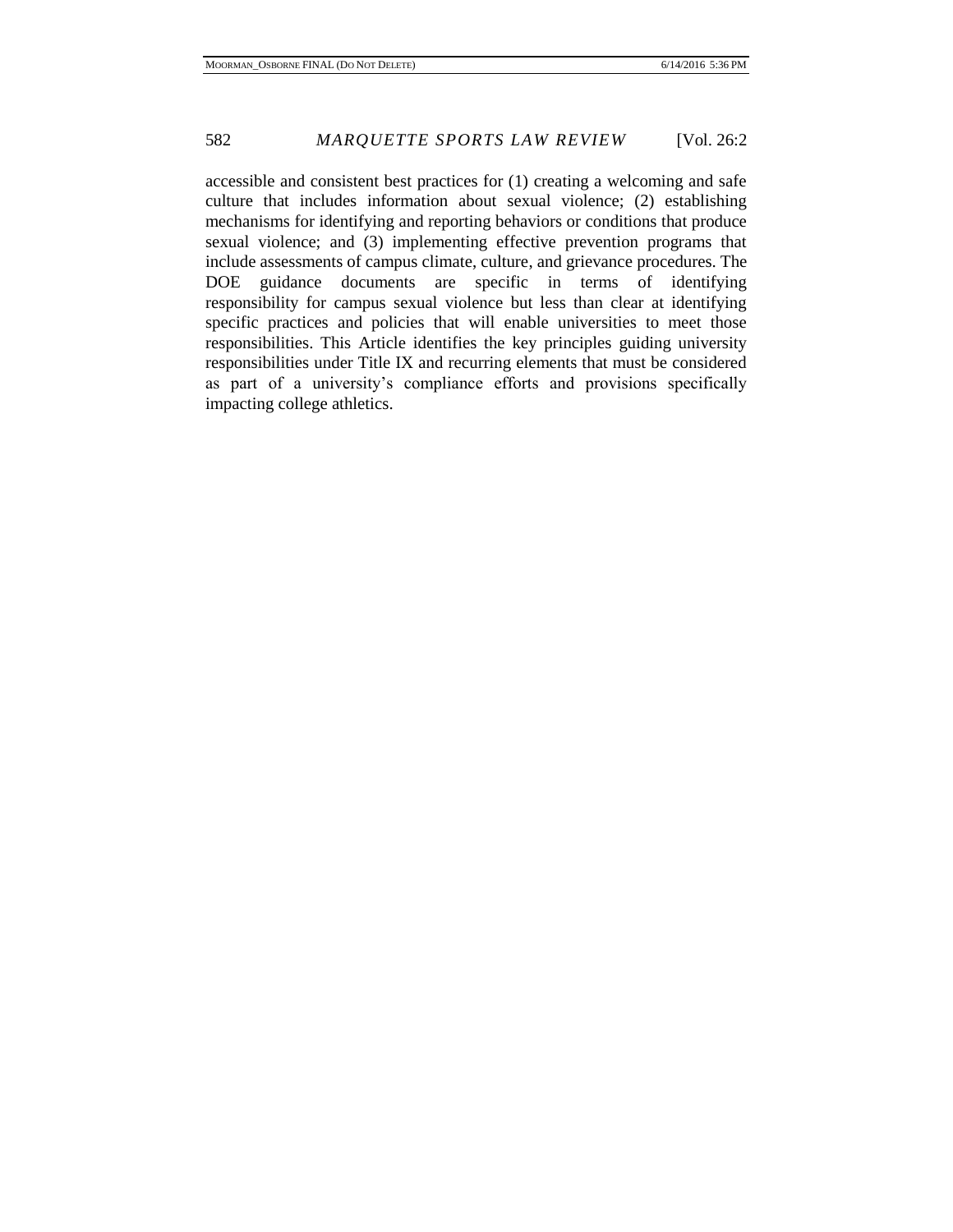accessible and consistent best practices for (1) creating a welcoming and safe culture that includes information about sexual violence; (2) establishing mechanisms for identifying and reporting behaviors or conditions that produce sexual violence; and (3) implementing effective prevention programs that include assessments of campus climate, culture, and grievance procedures. The DOE guidance documents are specific in terms of identifying responsibility for campus sexual violence but less than clear at identifying specific practices and policies that will enable universities to meet those responsibilities. This Article identifies the key principles guiding university responsibilities under Title IX and recurring elements that must be considered as part of a university's compliance efforts and provisions specifically impacting college athletics.